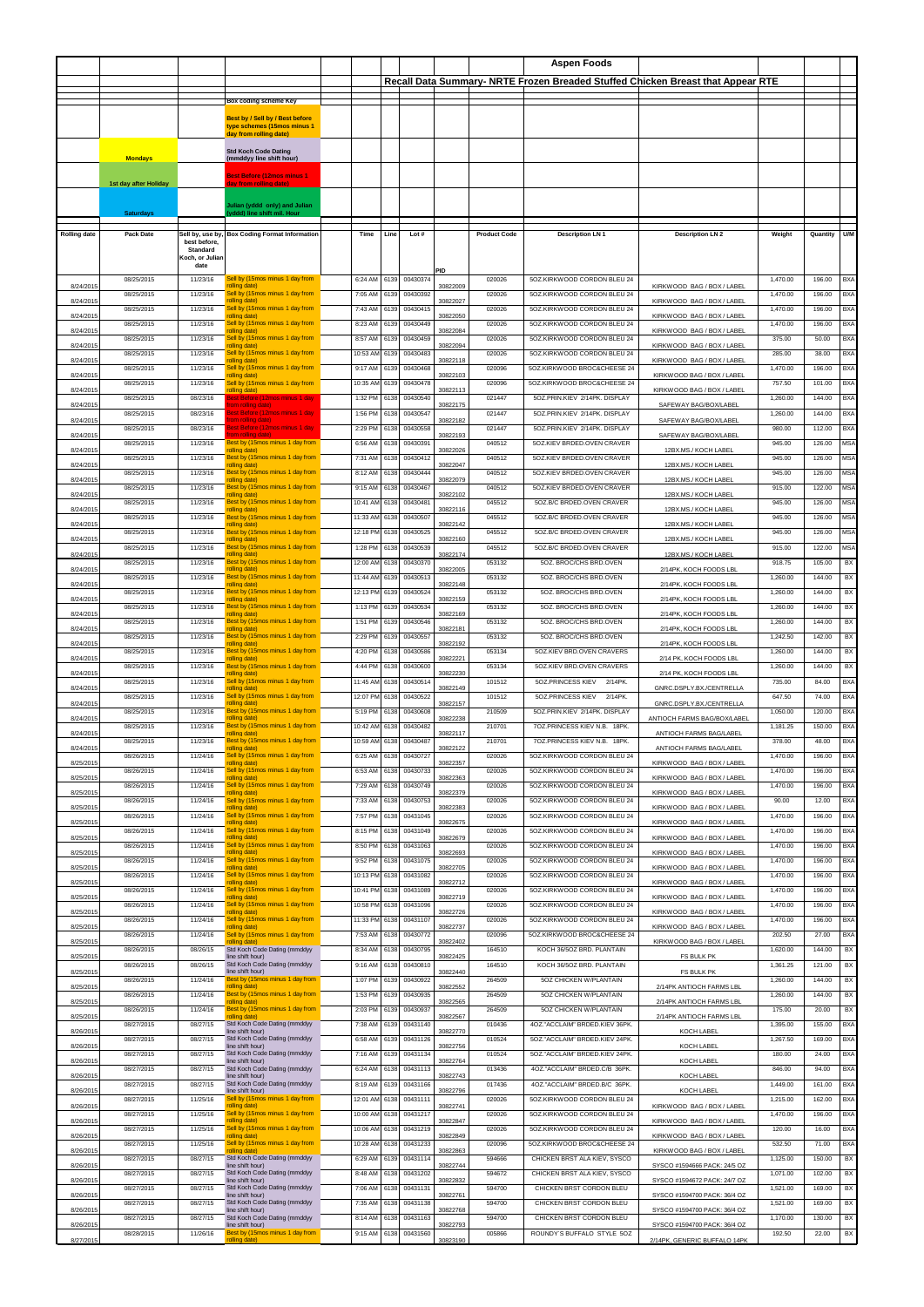# Aspen Foods

## Recall Data Summary- NRTE Frozen Breaded Stuffed Chicken Breast that Appear RTE

| | Box coding scheme Key |
|---|---|
| | Best by / Sell by / Best before type schemes (15mos minus 1 day from rolling date) |
| Mondays | Std Koch Code Dating (mmddyy line shift hour) |
| 1st day after Holiday | Best Before (12mos minus 1 day from rolling date) |
| Saturdays | Julian (yddd only) and Julian (yddd) line shift mil. Hour |

| Rolling date | Pack Date | Sell by, use by, best before, Standard Koch, or Julian date | Box Coding Format Information | Time | Line | Lot # | PID | Product Code | Description LN 1 | Description LN 2 | Weight | Quantity | U/M |
|---|---|---|---|---|---|---|---|---|---|---|---|---|---|
| 8/24/2015 | 08/25/2015 | 11/23/16 | Sell by (15mos minus 1 day from rolling date) | 6:24 AM | 6139 | 00430374 | 30822009 | 020026 | 5OZ.KIRKWOOD CORDON BLEU 24 | KIRKWOOD BAG / BOX / LABEL | 1,470.00 | 196.00 | BXA |
| 8/24/2015 | 08/25/2015 | 11/23/16 | Sell by (15mos minus 1 day from rolling date) | 7:05 AM | 6139 | 00430392 | 30822027 | 020026 | 5OZ.KIRKWOOD CORDON BLEU 24 | KIRKWOOD BAG / BOX / LABEL | 1,470.00 | 196.00 | BXA |
| 8/24/2015 | 08/25/2015 | 11/23/16 | Sell by (15mos minus 1 day from rolling date) | 7:43 AM | 6139 | 00430415 | 30822050 | 020026 | 5OZ.KIRKWOOD CORDON BLEU 24 | KIRKWOOD BAG / BOX / LABEL | 1,470.00 | 196.00 | BXA |
| 8/24/2015 | 08/25/2015 | 11/23/16 | Sell by (15mos minus 1 day from rolling date) | 8:23 AM | 6139 | 00430449 | 30822084 | 020026 | 5OZ.KIRKWOOD CORDON BLEU 24 | KIRKWOOD BAG / BOX / LABEL | 1,470.00 | 196.00 | BXA |
| 8/24/2015 | 08/25/2015 | 11/23/16 | Sell by (15mos minus 1 day from rolling date) | 8:57 AM | 6139 | 00430459 | 30822094 | 020026 | 5OZ.KIRKWOOD CORDON BLEU 24 | KIRKWOOD BAG / BOX / LABEL | 375.00 | 50.00 | BXA |
| 8/24/2015 | 08/25/2015 | 11/23/16 | Sell by (15mos minus 1 day from rolling date) | 10:53 AM | 6139 | 00430483 | 30822118 | 020026 | 5OZ.KIRKWOOD CORDON BLEU 24 | KIRKWOOD BAG / BOX / LABEL | 285.00 | 38.00 | BXA |
| 8/24/2015 | 08/25/2015 | 11/23/16 | Sell by (15mos minus 1 day from rolling date) | 9:17 AM | 6139 | 00430468 | 30822103 | 020096 | 5OZ.KIRKWOOD BROC&CHEESE 24 | KIRKWOOD BAG / BOX / LABEL | 1,470.00 | 196.00 | BXA |
| 8/24/2015 | 08/25/2015 | 11/23/16 | Sell by (15mos minus 1 day from rolling date) | 10:35 AM | 6139 | 00430478 | 30822113 | 020096 | 5OZ.KIRKWOOD BROC&CHEESE 24 | KIRKWOOD BAG / BOX / LABEL | 757.50 | 101.00 | BXA |
| 8/24/2015 | 08/25/2015 | 08/23/16 | Best Before (12mos minus 1 day from rolling date) | 1:32 PM | 6138 | 00430540 | 30822175 | 021447 | 5OZ.PRIN.KIEV 2/14PK. DISPLAY | SAFEWAY BAG/BOX/LABEL | 1,260.00 | 144.00 | BXA |
| 8/24/2015 | 08/25/2015 | 08/23/16 | Best Before (12mos minus 1 day from rolling date) | 1:56 PM | 6138 | 00430547 | 30822182 | 021447 | 5OZ.PRIN.KIEV 2/14PK. DISPLAY | SAFEWAY BAG/BOX/LABEL | 1,260.00 | 144.00 | BXA |
| 8/24/2015 | 08/25/2015 | 08/23/16 | Best Before (12mos minus 1 day from rolling date) | 2:29 PM | 6138 | 00430558 | 30822193 | 021447 | 5OZ.PRIN.KIEV 2/14PK. DISPLAY | SAFEWAY BAG/BOX/LABEL | 980.00 | 112.00 | BXA |
| 8/24/2015 | 08/25/2015 | 11/23/16 | Best by (15mos minus 1 day from rolling date) | 6:56 AM | 6138 | 00430391 | 30822026 | 040512 | 5OZ.KIEV BRDED.OVEN CRAVER | 12BX.MS./ KOCH LABEL | 945.00 | 126.00 | MSA |
| 8/24/2015 | 08/25/2015 | 11/23/16 | Best by (15mos minus 1 day from rolling date) | 7:31 AM | 6138 | 00430412 | 30822047 | 040512 | 5OZ.KIEV BRDED.OVEN CRAVER | 12BX.MS./ KOCH LABEL | 945.00 | 126.00 | MSA |
| 8/24/2015 | 08/25/2015 | 11/23/16 | Best by (15mos minus 1 day from rolling date) | 8:12 AM | 6138 | 00430444 | 30822079 | 040512 | 5OZ.KIEV BRDED.OVEN CRAVER | 12BX.MS./ KOCH LABEL | 945.00 | 126.00 | MSA |
| 8/24/2015 | 08/25/2015 | 11/23/16 | Best by (15mos minus 1 day from rolling date) | 9:15 AM | 6138 | 00430467 | 30822102 | 040512 | 5OZ.KIEV BRDED.OVEN CRAVER | 12BX.MS./ KOCH LABEL | 915.00 | 122.00 | MSA |
| 8/24/2015 | 08/25/2015 | 11/23/16 | Best by (15mos minus 1 day from rolling date) | 10:41 AM | 6138 | 00430481 | 30822116 | 045512 | 5OZ.B/C BRDED.OVEN CRAVER | 12BX.MS./ KOCH LABEL | 945.00 | 126.00 | MSA |
| 8/24/2015 | 08/25/2015 | 11/23/16 | Best by (15mos minus 1 day from rolling date) | 11:33 AM | 6138 | 00430507 | 30822142 | 045512 | 5OZ.B/C BRDED.OVEN CRAVER | 12BX.MS./ KOCH LABEL | 945.00 | 126.00 | MSA |
| 8/24/2015 | 08/25/2015 | 11/23/16 | Best by (15mos minus 1 day from rolling date) | 12:18 PM | 6138 | 00430525 | 30822160 | 045512 | 5OZ.B/C BRDED.OVEN CRAVER | 12BX.MS./ KOCH LABEL | 945.00 | 126.00 | MSA |
| 8/24/2015 | 08/25/2015 | 11/23/16 | Best by (15mos minus 1 day from rolling date) | 1:28 PM | 6138 | 00430539 | 30822174 | 045512 | 5OZ.B/C BRDED.OVEN CRAVER | 12BX.MS./ KOCH LABEL | 915.00 | 122.00 | MSA |
| 8/24/2015 | 08/25/2015 | 11/23/16 | Best by (15mos minus 1 day from rolling date) | 12:00 AM | 6138 | 00430370 | 30822005 | 053132 | 5OZ. BROC/CHS BRD.OVEN | 2/14PK, KOCH FOODS LBL | 918.75 | 105.00 | BX |
| 8/24/2015 | 08/25/2015 | 11/23/16 | Best by (15mos minus 1 day from rolling date) | 11:44 AM | 6138 | 00430513 | 30822148 | 053132 | 5OZ. BROC/CHS BRD.OVEN | 2/14PK, KOCH FOODS LBL | 1,260.00 | 144.00 | BX |
| 8/24/2015 | 08/25/2015 | 11/23/16 | Best by (15mos minus 1 day from rolling date) | 12:13 PM | 6139 | 00430524 | 30822159 | 053132 | 5OZ. BROC/CHS BRD.OVEN | 2/14PK, KOCH FOODS LBL | 1,260.00 | 144.00 | BX |
| 8/24/2015 | 08/25/2015 | 11/23/16 | Best by (15mos minus 1 day from rolling date) | 1:13 PM | 6139 | 00430534 | 30822169 | 053132 | 5OZ. BROC/CHS BRD.OVEN | 2/14PK, KOCH FOODS LBL | 1,260.00 | 144.00 | BX |
| 8/24/2015 | 08/25/2015 | 11/23/16 | Best by (15mos minus 1 day from rolling date) | 1:51 PM | 6139 | 00430546 | 30822181 | 053132 | 5OZ. BROC/CHS BRD.OVEN | 2/14PK, KOCH FOODS LBL | 1,260.00 | 144.00 | BX |
| 8/24/2015 | 08/25/2015 | 11/23/16 | Best by (15mos minus 1 day from rolling date) | 2:29 PM | 6139 | 00430557 | 30822192 | 053132 | 5OZ. BROC/CHS BRD.OVEN | 2/14PK, KOCH FOODS LBL | 1,242.50 | 142.00 | BX |
| 8/24/2015 | 08/25/2015 | 11/23/16 | Best by (15mos minus 1 day from rolling date) | 4:20 PM | 6138 | 00430586 | 30822221 | 053134 | 5OZ.KIEV BRD.OVEN CRAVERS | 2/14 PK, KOCH FOODS LBL | 1,260.00 | 144.00 | BX |
| 8/24/2015 | 08/25/2015 | 11/23/16 | Best by (15mos minus 1 day from rolling date) | 4:44 PM | 6138 | 00430600 | 30822230 | 053134 | 5OZ.KIEV BRD.OVEN CRAVERS | 2/14 PK, KOCH FOODS LBL | 1,260.00 | 144.00 | BX |
| 8/24/2015 | 08/25/2015 | 11/23/16 | Sell by (15mos minus 1 day from rolling date) | 11:45 AM | 6138 | 00430514 | 30822149 | 101512 | 5OZ.PRINCESS KIEV 2/14PK. | GNRC.DSPLY.BX./CENTRELLA | 735.00 | 84.00 | BXA |
| 8/24/2015 | 08/25/2015 | 11/23/16 | Sell by (15mos minus 1 day from rolling date) | 12:07 PM | 6138 | 00430522 | 30822157 | 101512 | 5OZ.PRINCESS KIEV 2/14PK. | GNRC.DSPLY.BX./CENTRELLA | 647.50 | 74.00 | BXA |
| 8/24/2015 | 08/25/2015 | 11/23/16 | Best by (15mos minus 1 day from rolling date) | 5:19 PM | 6138 | 00430608 | 30822238 | 210509 | 5OZ.PRIN.KIEV 2/14PK. DISPLAY | ANTIOCH FARMS BAG/BOX/LABEL | 1,050.00 | 120.00 | BXA |
| 8/24/2015 | 08/25/2015 | 11/23/16 | Best by (15mos minus 1 day from rolling date) | 10:42 AM | 6138 | 00430482 | 30822117 | 210701 | 7OZ.PRINCESS KIEV N.B. 18PK. | ANTIOCH FARMS BAG/LABEL | 1,181.25 | 150.00 | BXA |
| 8/24/2015 | 08/25/2015 | 11/23/16 | Best by (15mos minus 1 day from rolling date) | 10:59 AM | 6138 | 00430487 | 30822122 | 210701 | 7OZ.PRINCESS KIEV N.B. 18PK. | ANTIOCH FARMS BAG/LABEL | 378.00 | 48.00 | BXA |
| 8/25/2015 | 08/26/2015 | 11/24/16 | Sell by (15mos minus 1 day from rolling date) | 6:25 AM | 6138 | 00430727 | 30822357 | 020026 | 5OZ.KIRKWOOD CORDON BLEU 24 | KIRKWOOD BAG / BOX / LABEL | 1,470.00 | 196.00 | BXA |
| 8/25/2015 | 08/26/2015 | 11/24/16 | Sell by (15mos minus 1 day from rolling date) | 6:53 AM | 6138 | 00430733 | 30822363 | 020026 | 5OZ.KIRKWOOD CORDON BLEU 24 | KIRKWOOD BAG / BOX / LABEL | 1,470.00 | 196.00 | BXA |
| 8/25/2015 | 08/26/2015 | 11/24/16 | Sell by (15mos minus 1 day from rolling date) | 7:29 AM | 6138 | 00430749 | 30822379 | 020026 | 5OZ.KIRKWOOD CORDON BLEU 24 | KIRKWOOD BAG / BOX / LABEL | 1,470.00 | 196.00 | BXA |
| 8/25/2015 | 08/26/2015 | 11/24/16 | Sell by (15mos minus 1 day from rolling date) | 7:33 AM | 6138 | 00430753 | 30822383 | 020026 | 5OZ.KIRKWOOD CORDON BLEU 24 | KIRKWOOD BAG / BOX / LABEL | 90.00 | 12.00 | BXA |
| 8/25/2015 | 08/26/2015 | 11/24/16 | Sell by (15mos minus 1 day from rolling date) | 7:57 PM | 6138 | 00431045 | 30822675 | 020026 | 5OZ.KIRKWOOD CORDON BLEU 24 | KIRKWOOD BAG / BOX / LABEL | 1,470.00 | 196.00 | BXA |
| 8/25/2015 | 08/26/2015 | 11/24/16 | Sell by (15mos minus 1 day from rolling date) | 8:15 PM | 6138 | 00431049 | 30822679 | 020026 | 5OZ.KIRKWOOD CORDON BLEU 24 | KIRKWOOD BAG / BOX / LABEL | 1,470.00 | 196.00 | BXA |
| 8/25/2015 | 08/26/2015 | 11/24/16 | Sell by (15mos minus 1 day from rolling date) | 8:50 PM | 6138 | 00431063 | 30822693 | 020026 | 5OZ.KIRKWOOD CORDON BLEU 24 | KIRKWOOD BAG / BOX / LABEL | 1,470.00 | 196.00 | BXA |
| 8/25/2015 | 08/26/2015 | 11/24/16 | Sell by (15mos minus 1 day from rolling date) | 9:52 PM | 6138 | 00431075 | 30822705 | 020026 | 5OZ.KIRKWOOD CORDON BLEU 24 | KIRKWOOD BAG / BOX / LABEL | 1,470.00 | 196.00 | BXA |
| 8/25/2015 | 08/26/2015 | 11/24/16 | Sell by (15mos minus 1 day from rolling date) | 10:13 PM | 6138 | 00431082 | 30822712 | 020026 | 5OZ.KIRKWOOD CORDON BLEU 24 | KIRKWOOD BAG / BOX / LABEL | 1,470.00 | 196.00 | BXA |
| 8/25/2015 | 08/26/2015 | 11/24/16 | Sell by (15mos minus 1 day from rolling date) | 10:41 PM | 6138 | 00431089 | 30822719 | 020026 | 5OZ.KIRKWOOD CORDON BLEU 24 | KIRKWOOD BAG / BOX / LABEL | 1,470.00 | 196.00 | BXA |
| 8/25/2015 | 08/26/2015 | 11/24/16 | Sell by (15mos minus 1 day from rolling date) | 10:58 PM | 6138 | 00431096 | 30822726 | 020026 | 5OZ.KIRKWOOD CORDON BLEU 24 | KIRKWOOD BAG / BOX / LABEL | 1,470.00 | 196.00 | BXA |
| 8/25/2015 | 08/26/2015 | 11/24/16 | Sell by (15mos minus 1 day from rolling date) | 11:33 PM | 6138 | 00431107 | 30822737 | 020026 | 5OZ.KIRKWOOD CORDON BLEU 24 | KIRKWOOD BAG / BOX / LABEL | 1,470.00 | 196.00 | BXA |
| 8/25/2015 | 08/26/2015 | 11/24/16 | Sell by (15mos minus 1 day from rolling date) | 7:53 AM | 6138 | 00430772 | 30822402 | 020096 | 5OZ.KIRKWOOD BROC&CHEESE 24 | KIRKWOOD BAG / BOX / LABEL | 202.50 | 27.00 | BXA |
| 8/25/2015 | 08/26/2015 | 08/26/15 | Std Koch Code Dating (mmddyy line shift hour) | 8:34 AM | 6138 | 00430795 | 30822425 | 164510 | KOCH 36/5OZ BRD. PLANTAIN | FS BULK PK | 1,620.00 | 144.00 | BX |
| 8/25/2015 | 08/26/2015 | 08/26/15 | Std Koch Code Dating (mmddyy line shift hour) | 9:16 AM | 6138 | 00430810 | 30822440 | 164510 | KOCH 36/5OZ BRD. PLANTAIN | FS BULK PK | 1,361.25 | 121.00 | BX |
| 8/25/2015 | 08/26/2015 | 11/24/16 | Best by (15mos minus 1 day from rolling date) | 1:07 PM | 6139 | 00430922 | 30822552 | 264509 | 5OZ CHICKEN W/PLANTAIN | 2/14PK ANTIOCH FARMS LBL | 1,260.00 | 144.00 | BX |
| 8/25/2015 | 08/26/2015 | 11/24/16 | Best by (15mos minus 1 day from rolling date) | 1:53 PM | 6139 | 00430935 | 30822565 | 264509 | 5OZ CHICKEN W/PLANTAIN | 2/14PK ANTIOCH FARMS LBL | 1,260.00 | 144.00 | BX |
| 8/25/2015 | 08/26/2015 | 11/24/16 | Best by (15mos minus 1 day from rolling date) | 2:03 PM | 6139 | 00430937 | 30822567 | 264509 | 5OZ CHICKEN W/PLANTAIN | 2/14PK ANTIOCH FARMS LBL | 175.00 | 20.00 | BX |
| 8/26/2015 | 08/27/2015 | 08/27/15 | Std Koch Code Dating (mmddyy line shift hour) | 7:38 AM | 6139 | 00431140 | 30822770 | 010436 | 4OZ."ACCLAIM" BRDED.KIEV 36PK. | KOCH LABEL | 1,395.00 | 155.00 | BXA |
| 8/26/2015 | 08/27/2015 | 08/27/15 | Std Koch Code Dating (mmddyy line shift hour) | 6:58 AM | 6139 | 00431126 | 30822756 | 010524 | 5OZ."ACCLAIM" BRDED.KIEV 24PK. | KOCH LABEL | 1,267.50 | 169.00 | BXA |
| 8/26/2015 | 08/27/2015 | 08/27/15 | Std Koch Code Dating (mmddyy line shift hour) | 7:16 AM | 6139 | 00431134 | 30822764 | 010524 | 5OZ."ACCLAIM" BRDED.KIEV 24PK. | KOCH LABEL | 180.00 | 24.00 | BXA |
| 8/26/2015 | 08/27/2015 | 08/27/15 | Std Koch Code Dating (mmddyy line shift hour) | 6:24 AM | 6138 | 00431113 | 30822743 | 013436 | 4OZ."ACCLAIM" BRDED.C/B 36PK. | KOCH LABEL | 846.00 | 94.00 | BXA |
| 8/26/2015 | 08/27/2015 | 08/27/15 | Std Koch Code Dating (mmddyy line shift hour) | 8:19 AM | 6139 | 00431166 | 30822796 | 017436 | 4OZ."ACCLAIM" BRDED.B/C 36PK. | KOCH LABEL | 1,449.00 | 161.00 | BXA |
| 8/26/2015 | 08/27/2015 | 11/25/16 | Sell by (15mos minus 1 day from rolling date) | 12:01 AM | 6138 | 00431111 | 30822741 | 020026 | 5OZ.KIRKWOOD CORDON BLEU 24 | KIRKWOOD BAG / BOX / LABEL | 1,215.00 | 162.00 | BXA |
| 8/26/2015 | 08/27/2015 | 11/25/16 | Sell by (15mos minus 1 day from rolling date) | 10:00 AM | 6138 | 00431217 | 30822847 | 020026 | 5OZ.KIRKWOOD CORDON BLEU 24 | KIRKWOOD BAG / BOX / LABEL | 1,470.00 | 196.00 | BXA |
| 8/26/2015 | 08/27/2015 | 11/25/16 | Sell by (15mos minus 1 day from rolling date) | 10:06 AM | 6138 | 00431219 | 30822849 | 020026 | 5OZ.KIRKWOOD CORDON BLEU 24 | KIRKWOOD BAG / BOX / LABEL | 120.00 | 16.00 | BXA |
| 8/26/2015 | 08/27/2015 | 11/25/16 | Sell by (15mos minus 1 day from rolling date) | 10:28 AM | 6138 | 00431233 | 30822863 | 020096 | 5OZ.KIRKWOOD BROC&CHEESE 24 | KIRKWOOD BAG / BOX / LABEL | 532.50 | 71.00 | BXA |
| 8/26/2015 | 08/27/2015 | 08/27/15 | Std Koch Code Dating (mmddyy line shift hour) | 6:29 AM | 6139 | 00431114 | 30822744 | 594666 | CHICKEN BRST ALA KIEV, SYSCO | SYSCO #1594666 PACK: 24/5 OZ | 1,125.00 | 150.00 | BX |
| 8/26/2015 | 08/27/2015 | 08/27/15 | Std Koch Code Dating (mmddyy line shift hour) | 8:48 AM | 6138 | 00431202 | 30822832 | 594672 | CHICKEN BRST ALA KIEV, SYSCO | SYSCO #1594672 PACK: 24/7 OZ | 1,071.00 | 102.00 | BX |
| 8/26/2015 | 08/27/2015 | 08/27/15 | Std Koch Code Dating (mmddyy line shift hour) | 7:06 AM | 6138 | 00431131 | 30822761 | 594700 | CHICKEN BRST CORDON BLEU | SYSCO #1594700 PACK: 36/4 OZ | 1,521.00 | 169.00 | BX |
| 8/26/2015 | 08/27/2015 | 08/27/15 | Std Koch Code Dating (mmddyy line shift hour) | 7:35 AM | 6138 | 00431138 | 30822768 | 594700 | CHICKEN BRST CORDON BLEU | SYSCO #1594700 PACK: 36/4 OZ | 1,521.00 | 169.00 | BX |
| 8/26/2015 | 08/27/2015 | 08/27/15 | Std Koch Code Dating (mmddyy line shift hour) | 8:14 AM | 6138 | 00431163 | 30822793 | 594700 | CHICKEN BRST CORDON BLEU | SYSCO #1594700 PACK: 36/4 OZ | 1,170.00 | 130.00 | BX |
| 8/27/2015 | 08/28/2015 | 11/26/16 | Best by (15mos minus 1 day from rolling date) | 9:15 AM | 6138 | 00431560 | 30823190 | 005866 | ROUNDY'S BUFFALO STYLE 5OZ | 2/14PK, GENERIC BUFFALO 14PK | 192.50 | 22.00 | BX |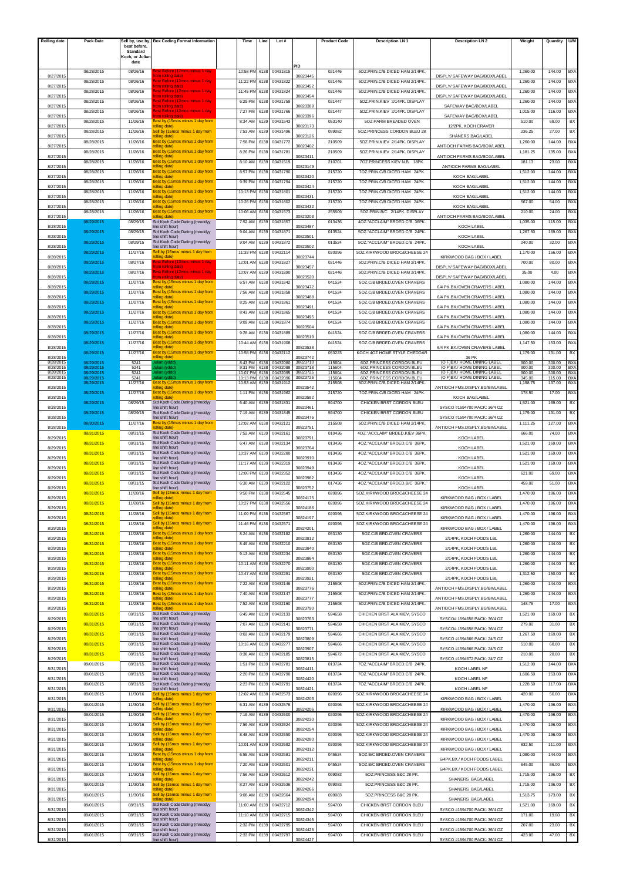| Rolling date | Pack Date | Sell by, use by, best before, Standard Koch, or Julian date | Box Coding Format Information | Time | Line | Lot # | PID | Product Code | Description LN 1 | Description LN 2 | Weight | Quantity | U/M |
|---|---|---|---|---|---|---|---|---|---|---|---|---|---|
| 8/27/2015 | 08/28/2015 | 08/26/16 | Best Before (12mos minus 1 day from rolling date) | 10:58 PM | 6138 | 00431815 | 30823445 | 021446 | 5OZ.PRIN.C/B DICED HAM 2/14PK. | DISPLY/ SAFEWAY BAG/BOX/LABEL | 1,260.00 | 144.00 | BXA |
| 8/27/2015 | 08/28/2015 | 08/26/16 | Best Before (12mos minus 1 day from rolling date) | 11:22 PM | 6138 | 00431822 | 30823452 | 021446 | 5OZ.PRIN.C/B DICED HAM 2/14PK. | DISPLY/ SAFEWAY BAG/BOX/LABEL | 1,260.00 | 144.00 | BXA |
| 8/27/2015 | 08/28/2015 | 08/26/16 | Best Before (12mos minus 1 day from rolling date) | 11:45 PM | 6138 | 00431824 | 30823454 | 021446 | 5OZ.PRIN.C/B DICED HAM 2/14PK. | DISPLY/ SAFEWAY BAG/BOX/LABEL | 1,260.00 | 144.00 | BXA |
| 8/27/2015 | 08/28/2015 | 08/26/16 | Best Before (12mos minus 1 day from rolling date) | 6:29 PM | 6138 | 00431759 | 30823389 | 021447 | 5OZ.PRIN.KIEV 2/14PK. DISPLAY | SAFEWAY BAG/BOX/LABEL | 1,260.00 | 144.00 | BXA |
| 8/27/2015 | 08/28/2015 | 08/26/16 | Best Before (12mos minus 1 day from rolling date) | 7:27 PM | 6138 | 00431766 | 30823396 | 021447 | 5OZ.PRIN.KIEV 2/14PK. DISPLAY | SAFEWAY BAG/BOX/LABEL | 1,015.00 | 116.00 | BXA |
| 8/27/2015 | 08/28/2015 | 11/26/16 | Best by (15mos minus 1 day from rolling date) | 8:34 AM | 6139 | 00431543 | 30823173 | 053140 | 5OZ PARM BREADED OVEN | 12/2PK, KOCH CRAVER | 510.00 | 68.00 | BX |
| 8/27/2015 | 08/28/2015 | 11/26/16 | Sell by (15mos minus 1 day from rolling date) | 7:53 AM | 6139 | 00431496 | 30823126 | 099082 | 5OZ.PRINCESS CORDON BLEU 28 | SHANERS BAG/LABEL | 236.25 | 27.00 | BX |
| 8/27/2015 | 08/28/2015 | 11/26/16 | Best by (15mos minus 1 day from rolling date) | 7:58 PM | 6138 | 00431772 | 30823402 | 210509 | 5OZ.PRIN.KIEV 2/14PK. DISPLAY | ANTIOCH FARMS BAG/BOX/LABEL | 1,260.00 | 144.00 | BXA |
| 8/27/2015 | 08/28/2015 | 11/26/16 | Best by (15mos minus 1 day from rolling date) | 8:26 PM | 6138 | 00431781 | 30823411 | 210509 | 5OZ.PRIN.KIEV 2/14PK. DISPLAY | ANTIOCH FARMS BAG/BOX/LABEL | 1,181.25 | 135.00 | BXA |
| 8/27/2015 | 08/28/2015 | 11/26/16 | Best by (15mos minus 1 day from rolling date) | 8:10 AM | 6139 | 00431519 | 30823149 | 210701 | 7OZ.PRINCESS KIEV N.B. 18PK. | ANTIOCH FARMS BAG/LABEL | 181.13 | 23.00 | BXA |
| 8/27/2015 | 08/28/2015 | 11/26/16 | Best by (15mos minus 1 day from rolling date) | 8:57 PM | 6138 | 00431790 | 30823420 | 215720 | 7OZ.PRIN.C/B DICED HAM 24PK. | KOCH BAG/LABEL | 1,512.00 | 144.00 | BXA |
| 8/27/2015 | 08/28/2015 | 11/26/16 | Best by (15mos minus 1 day from rolling date) | 9:39 PM | 6138 | 00431794 | 30823424 | 215720 | 7OZ.PRIN.C/B DICED HAM 24PK. | KOCH BAG/LABEL | 1,512.00 | 144.00 | BXA |
| 8/27/2015 | 08/28/2015 | 11/26/16 | Best by (15mos minus 1 day from rolling date) | 10:13 PM | 6138 | 00431801 | 30823431 | 215720 | 7OZ.PRIN.C/B DICED HAM 24PK. | KOCH BAG/LABEL | 1,512.00 | 144.00 | BXA |
| 8/27/2015 | 08/28/2015 | 11/26/16 | Best by (15mos minus 1 day from rolling date) | 10:26 PM | 6138 | 00431802 | 30823432 | 215720 | 7OZ.PRIN.C/B DICED HAM 24PK. | KOCH BAG/LABEL | 567.00 | 54.00 | BXA |
| 8/27/2015 | 08/28/2015 | 11/26/16 | Best by (15mos minus 1 day from rolling date) | 10:06 AM | 6138 | 00431573 | 30823203 | 255509 | 5OZ.PRIN.B/C 2/14PK. DISPLAY | ANTIOCH FARMS BAG/BOX/LABEL | 210.00 | 24.00 | BXA |
| 8/28/2015 | 08/29/2015 | 08/29/15 | Std Koch Code Dating (mmddyy line shift hour) | 7:52 AM | 6139 | 00431857 | 30823487 | 013436 | 4OZ."ACCLAIM" BRDED.C/B 36PK. | KOCH LABEL | 1,035.00 | 115.00 | BXA |
| 8/28/2015 | 08/29/2015 | 08/29/15 | Std Koch Code Dating (mmddyy line shift hour) | 9:04 AM | 6139 | 00431871 | 30823501 | 013524 | 5OZ."ACCLAIM" BRDED.C/B 24PK. | KOCH LABEL | 1,267.50 | 169.00 | BXA |
| 8/28/2015 | 08/29/2015 | 08/29/15 | Std Koch Code Dating (mmddyy line shift hour) | 9:04 AM | 6139 | 00431872 | 30823502 | 013524 | 5OZ."ACCLAIM" BRDED.C/B 24PK. | KOCH LABEL | 240.00 | 32.00 | BXA |
| 8/28/2015 | 08/29/2015 | 11/27/16 | Sell by (15mos minus 1 day from rolling date) | 11:33 PM | 6138 | 00432114 | 30823744 | 020096 | 5OZ.KIRKWOOD BROC&CHEESE 24 | KIRKWOOD BAG / BOX / LABEL | 1,170.00 | 156.00 | BXA |
| 8/28/2015 | 08/29/2015 | 08/27/16 | Best Before (12mos minus 1 day from rolling date) | 12:01 AM | 6138 | 00431827 | 30823457 | 021446 | 5OZ.PRIN.C/B DICED HAM 2/14PK. | DISPLY/ SAFEWAY BAG/BOX/LABEL | 700.00 | 80.00 | BXA |
| 8/28/2015 | 08/29/2015 | 08/27/16 | Best Before (12mos minus 1 day from rolling date) | 10:07 AM | 6139 | 00431890 | 30823520 | 021446 | 5OZ.PRIN.C/B DICED HAM 2/14PK. | DISPLY/ SAFEWAY BAG/BOX/LABEL | 35.00 | 4.00 | BXA |
| 8/28/2015 | 08/29/2015 | 11/27/16 | Best by (15mos minus 1 day from rolling date) | 6:57 AM | 6138 | 00431842 | 30823472 | 041524 | 5OZ.C/B BRDED.OVEN CRAVERS | 6/4 PK.BX./OVEN CRAVERS LABEL | 1,080.00 | 144.00 | BXA |
| 8/28/2015 | 08/29/2015 | 11/27/16 | Best by (15mos minus 1 day from rolling date) | 7:56 AM | 6138 | 00431858 | 30823488 | 041524 | 5OZ.C/B BRDED.OVEN CRAVERS | 6/4 PK.BX./OVEN CRAVERS LABEL | 1,080.00 | 144.00 | BXA |
| 8/28/2015 | 08/29/2015 | 11/27/16 | Best by (15mos minus 1 day from rolling date) | 8:25 AM | 6138 | 00431861 | 30823491 | 041524 | 5OZ.C/B BRDED.OVEN CRAVERS | 6/4 PK.BX./OVEN CRAVERS LABEL | 1,080.00 | 144.00 | BXA |
| 8/28/2015 | 08/29/2015 | 11/27/16 | Best by (15mos minus 1 day from rolling date) | 8:43 AM | 6138 | 00431865 | 30823495 | 041524 | 5OZ.C/B BRDED.OVEN CRAVERS | 6/4 PK.BX./OVEN CRAVERS LABEL | 1,080.00 | 144.00 | BXA |
| 8/28/2015 | 08/29/2015 | 11/27/16 | Best by (15mos minus 1 day from rolling date) | 9:09 AM | 6138 | 00431874 | 30823504 | 041524 | 5OZ.C/B BRDED.OVEN CRAVERS | 6/4 PK.BX./OVEN CRAVERS LABEL | 1,080.00 | 144.00 | BXA |
| 8/28/2015 | 08/29/2015 | 11/27/16 | Best by (15mos minus 1 day from rolling date) | 9:28 AM | 6138 | 00431889 | 30823519 | 041524 | 5OZ.C/B BRDED.OVEN CRAVERS | 6/4 PK.BX./OVEN CRAVERS LABEL | 1,080.00 | 144.00 | BXA |
| 8/28/2015 | 08/29/2015 | 11/27/16 | Best by (15mos minus 1 day from rolling date) | 10:44 AM | 6138 | 00431908 | 30823538 | 041524 | 5OZ.C/B BRDED.OVEN CRAVERS | 6/4 PK.BX./OVEN CRAVERS LABEL | 1,147.50 | 153.00 | BXA |
| 8/28/2015 | 08/29/2015 | 11/27/16 | Best by (15mos minus 1 day from rolling date) | 10:58 PM | 6138 | 00432112 | 30823742 | 053223 | KOCH 4OZ HOME STYLE CHEDDAR | 36 PK | 1,179.00 | 131.00 | BX |
| 8/28/2015 | 08/29/2015 | 5241 | Julian (yddd) | 8:43 PM | 6138 | 00432080 | 30823710 | 115604 | 6OZ.PRINCESS CORDON BLEU | (O F)BX./ HOME DINING LABEL | 900.00 | 300.00 | BXA |
| 8/28/2015 | 08/29/2015 | 5241 | Julian (yddd) | 9:31 PM | 6138 | 00432088 | 30823718 | 115604 | 6OZ.PRINCESS CORDON BLEU | (O F)BX./ HOME DINING LABEL | 900.00 | 300.00 | BXA |
| 8/28/2015 | 08/29/2015 | 5241 | Julian (yddd) | 10:07 PM | 6138 | 00432095 | 30823725 | 115604 | 6OZ.PRINCESS CORDON BLEU | (O F)BX./ HOME DINING LABEL | 900.00 | 300.00 | BXA |
| 8/28/2015 | 08/29/2015 | 5241 | Julian (yddd) | 10:13 PM | 6138 | 00432096 | 30823726 | 115604 | 6OZ.PRINCESS CORDON BLEU | (O F)BX./ HOME DINING LABEL | 345.00 | 115.00 | BXA |
| 8/28/2015 | 08/29/2015 | 11/27/16 | Best by (15mos minus 1 day from rolling date) | 10:53 AM | 6139 | 00431912 | 30823542 | 215508 | 5OZ.PRIN.C/B DICED HAM 2/14PK. | ANTIOCH FMS.DISPLY.BG/BX/LABEL | 1,198.75 | 137.00 | BXA |
| 8/28/2015 | 08/29/2015 | 11/27/16 | Best by (15mos minus 1 day from rolling date) | 1:11 PM | 6138 | 00431962 | 30823592 | 215720 | 7OZ.PRIN.C/B DICED HAM 24PK. | KOCH BAG/LABEL | 178.50 | 17.00 | BXA |
| 8/28/2015 | 08/29/2015 | 08/29/15 | Std Koch Code Dating (mmddyy line shift hour) | 6:40 AM | 6139 | 00431831 | 30823461 | 594700 | CHICKEN BRST CORDON BLEU | SYSCO #1594700 PACK: 36/4 OZ | 1,521.00 | 169.00 | BX |
| 8/28/2015 | 08/29/2015 | 08/29/15 | Std Koch Code Dating (mmddyy line shift hour) | 7:19 AM | 6139 | 00431845 | 30823475 | 594700 | CHICKEN BRST CORDON BLEU | SYSCO #1594700 PACK: 36/4 OZ | 1,179.00 | 131.00 | BX |
| 8/28/2015 | 08/30/2015 | 11/27/16 | Best by (15mos minus 1 day from rolling date) | 12:02 AM | 6138 | 00432121 | 30823751 | 215508 | 5OZ.PRIN.C/B DICED HAM 2/14PK. | ANTIOCH FMS.DISPLY.BG/BX/LABEL | 1,111.25 | 127.00 | BXA |
| 8/29/2015 | 08/31/2015 | 08/31/15 | Std Koch Code Dating (mmddyy line shift hour) | 7:52 AM | 6139 | 00432161 | 30823791 | 010436 | 4OZ."ACCLAIM" BRDED.KIEV 36PK. | KOCH LABEL | 666.00 | 74.00 | BXA |
| 8/29/2015 | 08/31/2015 | 08/31/15 | Std Koch Code Dating (mmddyy line shift hour) | 6:47 AM | 6138 | 00432134 | 30823764 | 013436 | 4OZ."ACCLAIM" BRDED.C/B 36PK. | KOCH LABEL | 1,521.00 | 169.00 | BXA |
| 8/29/2015 | 08/31/2015 | 08/31/15 | Std Koch Code Dating (mmddyy line shift hour) | 10:37 AM | 6139 | 00432280 | 30823910 | 013436 | 4OZ."ACCLAIM" BRDED.C/B 36PK. | KOCH LABEL | 1,521.00 | 169.00 | BXA |
| 8/29/2015 | 08/31/2015 | 08/31/15 | Std Koch Code Dating (mmddyy line shift hour) | 11:17 AM | 6139 | 00432319 | 30823949 | 013436 | 4OZ."ACCLAIM" BRDED.C/B 36PK. | KOCH LABEL | 1,521.00 | 169.00 | BXA |
| 8/29/2015 | 08/31/2015 | 08/31/15 | Std Koch Code Dating (mmddyy line shift hour) | 12:06 PM | 6139 | 00432352 | 30823982 | 013436 | 4OZ."ACCLAIM" BRDED.C/B 36PK. | KOCH LABEL | 621.00 | 69.00 | BXA |
| 8/29/2015 | 08/31/2015 | 08/31/15 | Std Koch Code Dating (mmddyy line shift hour) | 6:30 AM | 6139 | 00432122 | 30823752 | 017436 | 4OZ."ACCLAIM" BRDED.B/C 36PK. | KOCH LABEL | 459.00 | 51.00 | BXA |
| 8/29/2015 | 08/31/2015 | 11/28/16 | Sell by (15mos minus 1 day from rolling date) | 9:50 PM | 6138 | 00432545 | 30824175 | 020096 | 5OZ.KIRKWOOD BROC&CHEESE 24 | KIRKWOOD BAG / BOX / LABEL | 1,470.00 | 196.00 | BXA |
| 8/29/2015 | 08/31/2015 | 11/28/16 | Sell by (15mos minus 1 day from rolling date) | 10:27 PM | 6138 | 00432556 | 30824186 | 020096 | 5OZ.KIRKWOOD BROC&CHEESE 24 | KIRKWOOD BAG / BOX / LABEL | 1,470.00 | 196.00 | BXA |
| 8/29/2015 | 08/31/2015 | 11/28/16 | Sell by (15mos minus 1 day from rolling date) | 11:09 PM | 6138 | 00432567 | 30824197 | 020096 | 5OZ.KIRKWOOD BROC&CHEESE 24 | KIRKWOOD BAG / BOX / LABEL | 1,470.00 | 196.00 | BXA |
| 8/29/2015 | 08/31/2015 | 11/28/16 | Sell by (15mos minus 1 day from rolling date) | 11:46 PM | 6138 | 00432571 | 30824201 | 020096 | 5OZ.KIRKWOOD BROC&CHEESE 24 | KIRKWOOD BAG / BOX / LABEL | 1,470.00 | 196.00 | BXA |
| 8/29/2015 | 08/31/2015 | 11/28/16 | Best by (15mos minus 1 day from rolling date) | 8:24 AM | 6138 | 00432182 | 30823812 | 053130 | 5OZ.C/B BRD.OVEN CRAVERS | 2/14PK, KOCH FOODS LBL | 1,260.00 | 144.00 | BX |
| 8/29/2015 | 08/31/2015 | 11/28/16 | Best by (15mos minus 1 day from rolling date) | 8:49 AM | 6138 | 00432210 | 30823840 | 053130 | 5OZ.C/B BRD.OVEN CRAVERS | 2/14PK, KOCH FOODS LBL | 1,260.00 | 144.00 | BX |
| 8/29/2015 | 08/31/2015 | 11/28/16 | Best by (15mos minus 1 day from rolling date) | 9:13 AM | 6138 | 00432234 | 30823864 | 053130 | 5OZ.C/B BRD.OVEN CRAVERS | 2/14PK, KOCH FOODS LBL | 1,260.00 | 144.00 | BX |
| 8/29/2015 | 08/31/2015 | 11/28/16 | Best by (15mos minus 1 day from rolling date) | 10:11 AM | 6138 | 00432270 | 30823900 | 053130 | 5OZ.C/B BRD.OVEN CRAVERS | 2/14PK, KOCH FOODS LBL | 1,260.00 | 144.00 | BX |
| 8/29/2015 | 08/31/2015 | 11/28/16 | Best by (15mos minus 1 day from rolling date) | 10:47 AM | 6138 | 00432291 | 30823921 | 053130 | 5OZ.C/B BRD.OVEN CRAVERS | 2/14PK, KOCH FOODS LBL | 1,312.50 | 150.00 | BX |
| 8/29/2015 | 08/31/2015 | 11/28/16 | Best by (15mos minus 1 day from rolling date) | 7:22 AM | 6138 | 00432146 | 30823776 | 215508 | 5OZ.PRIN.C/B DICED HAM 2/14PK. | ANTIOCH FMS.DISPLY.BG/BX/LABEL | 1,260.00 | 144.00 | BXA |
| 8/29/2015 | 08/31/2015 | 11/28/16 | Best by (15mos minus 1 day from rolling date) | 7:40 AM | 6138 | 00432147 | 30823777 | 215508 | 5OZ.PRIN.C/B DICED HAM 2/14PK. | ANTIOCH FMS.DISPLY.BG/BX/LABEL | 1,260.00 | 144.00 | BXA |
| 8/29/2015 | 08/31/2015 | 11/28/16 | Best by (15mos minus 1 day from rolling date) | 7:52 AM | 6138 | 00432160 | 30823790 | 215508 | 5OZ.PRIN.C/B DICED HAM 2/14PK. | ANTIOCH FMS.DISPLY.BG/BX/LABEL | 148.75 | 17.00 | BXA |
| 8/29/2015 | 08/31/2015 | 08/31/15 | Std Koch Code Dating (mmddyy line shift hour) | 6:45 AM | 6139 | 00432133 | 30823763 | 594658 | CHICKEN BRST ALA KIEV, SYSCO | SYSCO# 1594658 PACK: 36/4 OZ | 1,521.00 | 169.00 | BX |
| 8/29/2015 | 08/31/2015 | 08/31/15 | Std Koch Code Dating (mmddyy line shift hour) | 7:07 AM | 6139 | 00432141 | 30823771 | 594658 | CHICKEN BRST ALA KIEV, SYSCO | SYSCO# 1594658 PACK: 36/4 OZ | 279.00 | 31.00 | BX |
| 8/29/2015 | 08/31/2015 | 08/31/15 | Std Koch Code Dating (mmddyy line shift hour) | 8:02 AM | 6139 | 00432179 | 30823809 | 594666 | CHICKEN BRST ALA KIEV, SYSCO | SYSCO #1594666 PACK: 24/5 OZ | 1,267.50 | 169.00 | BX |
| 8/29/2015 | 08/31/2015 | 08/31/15 | Std Koch Code Dating (mmddyy line shift hour) | 10:16 AM | 6139 | 00432277 | 30823907 | 594666 | CHICKEN BRST ALA KIEV, SYSCO | SYSCO #1594666 PACK: 24/5 OZ | 510.00 | 68.00 | BX |
| 8/29/2015 | 08/31/2015 | 08/31/15 | Std Koch Code Dating (mmddyy line shift hour) | 8:38 AM | 6139 | 00432185 | 30823815 | 594672 | CHICKEN BRST ALA KIEV, SYSCO | SYSCO #1594672 PACK: 24/7 OZ | 210.00 | 20.00 | BX |
| 8/31/2015 | 09/01/2015 | 08/31/15 | Std Koch Code Dating (mmddyy line shift hour) | 1:51 PM | 6139 | 00432781 | 30824411 | 013724 | 7OZ."ACCLAIM" BRDED.C/B 24PK. | KOCH LABEL NF | 1,512.00 | 144.00 | BXA |
| 8/31/2015 | 09/01/2015 | 08/31/15 | Std Koch Code Dating (mmddyy line shift hour) | 2:20 PM | 6139 | 00432790 | 30824420 | 013724 | 7OZ."ACCLAIM" BRDED.C/B 24PK. | KOCH LABEL NF | 1,606.50 | 153.00 | BXA |
| 8/31/2015 | 09/01/2015 | 08/31/15 | Std Koch Code Dating (mmddyy line shift hour) | 2:23 PM | 6139 | 00432791 | 30824421 | 013724 | 7OZ."ACCLAIM" BRDED.C/B 24PK. | KOCH LABEL NF | 1,228.50 | 117.00 | BXA |
| 8/31/2015 | 09/01/2015 | 11/30/16 | Sell by (15mos minus 1 day from rolling date) | 12:02 AM | 6138 | 00432573 | 30824203 | 020096 | 5OZ.KIRKWOOD BROC&CHEESE 24 | KIRKWOOD BAG / BOX / LABEL | 420.00 | 56.00 | BXA |
| 8/31/2015 | 09/01/2015 | 11/30/16 | Sell by (15mos minus 1 day from rolling date) | 6:31 AM | 6139 | 00432576 | 30824206 | 020096 | 5OZ.KIRKWOOD BROC&CHEESE 24 | KIRKWOOD BAG / BOX / LABEL | 1,470.00 | 196.00 | BXA |
| 8/31/2015 | 09/01/2015 | 11/30/16 | Sell by (15mos minus 1 day from rolling date) | 7:19 AM | 6139 | 00432600 | 30824230 | 020096 | 5OZ.KIRKWOOD BROC&CHEESE 24 | KIRKWOOD BAG / BOX / LABEL | 1,470.00 | 196.00 | BXA |
| 8/31/2015 | 09/01/2015 | 11/30/16 | Sell by (15mos minus 1 day from rolling date) | 7:59 AM | 6139 | 00432624 | 30824254 | 020096 | 5OZ.KIRKWOOD BROC&CHEESE 24 | KIRKWOOD BAG / BOX / LABEL | 1,470.00 | 196.00 | BXA |
| 8/31/2015 | 09/01/2015 | 11/30/16 | Sell by (15mos minus 1 day from rolling date) | 8:48 AM | 6139 | 00432650 | 30824280 | 020096 | 5OZ.KIRKWOOD BROC&CHEESE 24 | KIRKWOOD BAG / BOX / LABEL | 1,470.00 | 196.00 | BXA |
| 8/31/2015 | 09/01/2015 | 11/30/16 | Sell by (15mos minus 1 day from rolling date) | 10:01 AM | 6139 | 00432682 | 30824312 | 020096 | 5OZ.KIRKWOOD BROC&CHEESE 24 | KIRKWOOD BAG / BOX / LABEL | 832.50 | 111.00 | BXA |
| 8/31/2015 | 09/01/2015 | 11/30/16 | Best by (15mos minus 1 day from rolling date) | 6:55 AM | 6138 | 00432581 | 30824211 | 045524 | 5OZ.B/C BRDED.OVEN CRAVERS | 6/4PK.BX./ KOCH FOODS LABEL | 1,080.00 | 144.00 | BXA |
| 8/31/2015 | 09/01/2015 | 11/30/16 | Best by (15mos minus 1 day from rolling date) | 7:20 AM | 6138 | 00432601 | 30824231 | 045524 | 5OZ.B/C BRDED.OVEN CRAVERS | 6/4PK.BX./ KOCH FOODS LABEL | 645.00 | 86.00 | BXA |
| 8/31/2015 | 09/01/2015 | 11/30/16 | Sell by (15mos minus 1 day from rolling date) | 7:56 AM | 6139 | 00432612 | 30824242 | 099083 | 5OZ.PRINCESS B&C 28 PK. | SHANERS BAG/LABEL | 1,715.00 | 196.00 | BX |
| 8/31/2015 | 09/01/2015 | 11/30/16 | Sell by (15mos minus 1 day from rolling date) | 8:27 AM | 6139 | 00432636 | 30824266 | 099083 | 5OZ.PRINCESS B&C 28 PK. | SHANERS BAG/LABEL | 1,715.00 | 196.00 | BX |
| 8/31/2015 | 09/01/2015 | 11/30/16 | Sell by (15mos minus 1 day from rolling date) | 9:08 AM | 6139 | 00432664 | 30824294 | 099083 | 5OZ.PRINCESS B&C 28 PK. | SHANERS BAG/LABEL | 1,513.75 | 173.00 | BX |
| 8/31/2015 | 09/01/2015 | 08/31/15 | Std Koch Code Dating (mmddyy line shift hour) | 11:00 AM | 6139 | 00432712 | 30824342 | 594700 | CHICKEN BRST CORDON BLEU | SYSCO #1594700 PACK: 36/4 OZ | 1,521.00 | 169.00 | BX |
| 8/31/2015 | 09/01/2015 | 08/31/15 | Std Koch Code Dating (mmddyy line shift hour) | 11:10 AM | 6139 | 00432715 | 30824345 | 594700 | CHICKEN BRST CORDON BLEU | SYSCO #1594700 PACK: 36/4 OZ | 171.00 | 19.00 | BX |
| 8/31/2015 | 09/01/2015 | 08/31/15 | Std Koch Code Dating (mmddyy line shift hour) | 2:32 PM | 6139 | 00432795 | 30824425 | 594700 | CHICKEN BRST CORDON BLEU | SYSCO #1594700 PACK: 36/4 OZ | 207.00 | 23.00 | BX |
| 8/31/2015 | 09/01/2015 | 08/31/15 | Std Koch Code Dating (mmddyy line shift hour) | 2:33 PM | 6139 | 00432797 | 30824427 | 594700 | CHICKEN BRST CORDON BLEU | SYSCO #1594700 PACK: 36/4 OZ | 423.00 | 47.00 | BX |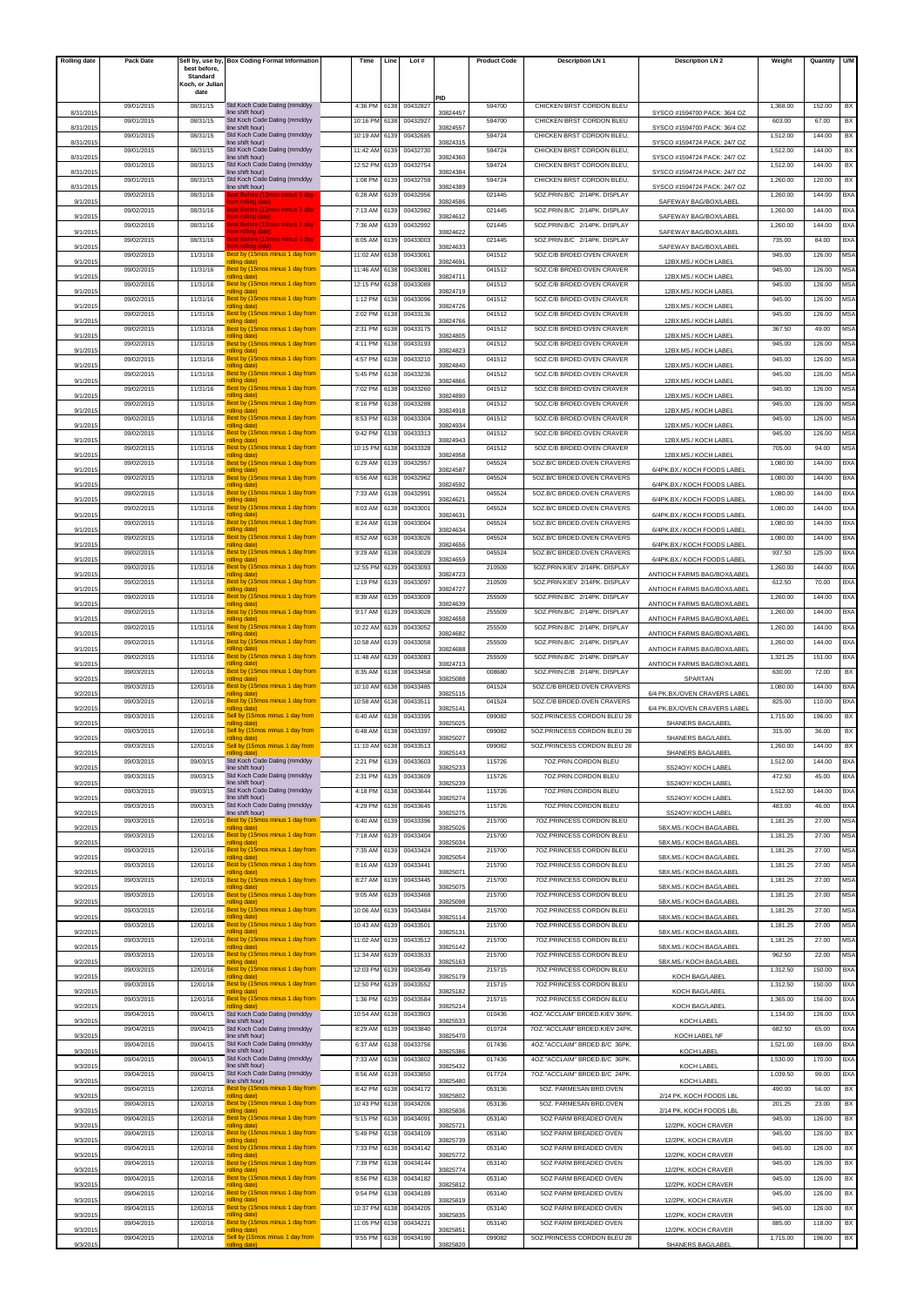| Rolling date | Pack Date | Sell by, use by, best before, Standard Koch, or Julian date | Box Coding Format Information | Time | Line | Lot # | PID | Product Code | Description LN 1 | Description LN 2 | Weight | Quantity | U/M |
|---|---|---|---|---|---|---|---|---|---|---|---|---|---|
| 8/31/2015 | 09/01/2015 | 08/31/15 | Std Koch Code Dating (mmddyy line shift hour) | 4:36 PM | 6138 | 00432827 | 30824457 | 594700 | CHICKEN BRST CORDON BLEU | SYSCO #1594700 PACK: 36/4 OZ | 1,368.00 | 152.00 | BX |
| 8/31/2015 | 09/01/2015 | 08/31/15 | Std Koch Code Dating (mmddyy line shift hour) | 10:16 PM | 6138 | 00432927 | 30824557 | 594700 | CHICKEN BRST CORDON BLEU | SYSCO #1594700 PACK: 36/4 OZ | 603.00 | 67.00 | BX |
| 8/31/2015 | 09/01/2015 | 08/31/15 | Std Koch Code Dating (mmddyy line shift hour) | 10:19 AM | 6139 | 00432685 | 30824315 | 594724 | CHICKEN BRST CORDON BLEU, | SYSCO #1594724 PACK: 24/7 OZ | 1,512.00 | 144.00 | BX |
| 8/31/2015 | 09/01/2015 | 08/31/15 | Std Koch Code Dating (mmddyy line shift hour) | 11:42 AM | 6139 | 00432730 | 30824360 | 594724 | CHICKEN BRST CORDON BLEU, | SYSCO #1594724 PACK: 24/7 OZ | 1,512.00 | 144.00 | BX |
| 8/31/2015 | 09/01/2015 | 08/31/15 | Std Koch Code Dating (mmddyy line shift hour) | 12:52 PM | 6139 | 00432754 | 30824384 | 594724 | CHICKEN BRST CORDON BLEU, | SYSCO #1594724 PACK: 24/7 OZ | 1,512.00 | 144.00 | BX |
| 8/31/2015 | 09/01/2015 | 08/31/15 | Std Koch Code Dating (mmddyy line shift hour) | 1:08 PM | 6139 | 00432759 | 30824389 | 594724 | CHICKEN BRST CORDON BLEU, | SYSCO #1594724 PACK: 24/7 OZ | 1,260.00 | 120.00 | BX |
| 9/1/2015 | 09/02/2015 | 08/31/16 | Best Before (12mos minus 1 day from rolling date) | 6:28 AM | 6139 | 00432956 | 30824586 | 021445 | 5OZ.PRIN.B/C 2/14PK. DISPLAY | SAFEWAY BAG/BOX/LABEL | 1,260.00 | 144.00 | BXA |
| 9/1/2015 | 09/02/2015 | 08/31/16 | Best Before (12mos minus 1 day from rolling date) | 7:13 AM | 6139 | 00432982 | 30824612 | 021445 | 5OZ.PRIN.B/C 2/14PK. DISPLAY | SAFEWAY BAG/BOX/LABEL | 1,260.00 | 144.00 | BXA |
| 9/1/2015 | 09/02/2015 | 08/31/16 | Best Before (12mos minus 1 day from rolling date) | 7:36 AM | 6139 | 00432992 | 30824622 | 021445 | 5OZ.PRIN.B/C 2/14PK. DISPLAY | SAFEWAY BAG/BOX/LABEL | 1,260.00 | 144.00 | BXA |
| 9/1/2015 | 09/02/2015 | 08/31/16 | Best Before (12mos minus 1 day from rolling date) | 8:05 AM | 6139 | 00433003 | 30824633 | 021445 | 5OZ.PRIN.B/C 2/14PK. DISPLAY | SAFEWAY BAG/BOX/LABEL | 735.00 | 84.00 | BXA |
| 9/1/2015 | 09/02/2015 | 11/31/16 | Best by (15mos minus 1 day from rolling date) | 11:02 AM | 6138 | 00433061 | 30824691 | 041512 | 5OZ.C/B BRDED.OVEN CRAVER | 12BX.MS./ KOCH LABEL | 945.00 | 126.00 | MSA |
| 9/1/2015 | 09/02/2015 | 11/31/16 | Best by (15mos minus 1 day from rolling date) | 11:46 AM | 6138 | 00433081 | 30824711 | 041512 | 5OZ.C/B BRDED.OVEN CRAVER | 12BX.MS./ KOCH LABEL | 945.00 | 126.00 | MSA |
| 9/1/2015 | 09/02/2015 | 11/31/16 | Best by (15mos minus 1 day from rolling date) | 12:15 PM | 6138 | 00433089 | 30824719 | 041512 | 5OZ.C/B BRDED.OVEN CRAVER | 12BX.MS./ KOCH LABEL | 945.00 | 126.00 | MSA |
| 9/1/2015 | 09/02/2015 | 11/31/16 | Best by (15mos minus 1 day from rolling date) | 1:12 PM | 6138 | 00433096 | 30824726 | 041512 | 5OZ.C/B BRDED.OVEN CRAVER | 12BX.MS./ KOCH LABEL | 945.00 | 126.00 | MSA |
| 9/1/2015 | 09/02/2015 | 11/31/16 | Best by (15mos minus 1 day from rolling date) | 2:02 PM | 6138 | 00433136 | 30824766 | 041512 | 5OZ.C/B BRDED.OVEN CRAVER | 12BX.MS./ KOCH LABEL | 945.00 | 126.00 | MSA |
| 9/1/2015 | 09/02/2015 | 11/31/16 | Best by (15mos minus 1 day from rolling date) | 2:31 PM | 6138 | 00433175 | 30824805 | 041512 | 5OZ.C/B BRDED.OVEN CRAVER | 12BX.MS./ KOCH LABEL | 367.50 | 49.00 | MSA |
| 9/1/2015 | 09/02/2015 | 11/31/16 | Best by (15mos minus 1 day from rolling date) | 4:11 PM | 6138 | 00433193 | 30824823 | 041512 | 5OZ.C/B BRDED.OVEN CRAVER | 12BX.MS./ KOCH LABEL | 945.00 | 126.00 | MSA |
| 9/1/2015 | 09/02/2015 | 11/31/16 | Best by (15mos minus 1 day from rolling date) | 4:57 PM | 6138 | 00433210 | 30824840 | 041512 | 5OZ.C/B BRDED.OVEN CRAVER | 12BX.MS./ KOCH LABEL | 945.00 | 126.00 | MSA |
| 9/1/2015 | 09/02/2015 | 11/31/16 | Best by (15mos minus 1 day from rolling date) | 5:45 PM | 6138 | 00433236 | 30824866 | 041512 | 5OZ.C/B BRDED.OVEN CRAVER | 12BX.MS./ KOCH LABEL | 945.00 | 126.00 | MSA |
| 9/1/2015 | 09/02/2015 | 11/31/16 | Best by (15mos minus 1 day from rolling date) | 7:02 PM | 6138 | 00433260 | 30824890 | 041512 | 5OZ.C/B BRDED.OVEN CRAVER | 12BX.MS./ KOCH LABEL | 945.00 | 126.00 | MSA |
| 9/1/2015 | 09/02/2015 | 11/31/16 | Best by (15mos minus 1 day from rolling date) | 8:16 PM | 6138 | 00433288 | 30824918 | 041512 | 5OZ.C/B BRDED.OVEN CRAVER | 12BX.MS./ KOCH LABEL | 945.00 | 126.00 | MSA |
| 9/1/2015 | 09/02/2015 | 11/31/16 | Best by (15mos minus 1 day from rolling date) | 8:53 PM | 6138 | 00433304 | 30824934 | 041512 | 5OZ.C/B BRDED.OVEN CRAVER | 12BX.MS./ KOCH LABEL | 945.00 | 126.00 | MSA |
| 9/1/2015 | 09/02/2015 | 11/31/16 | Best by (15mos minus 1 day from rolling date) | 9:42 PM | 6138 | 00433313 | 30824943 | 041512 | 5OZ.C/B BRDED.OVEN CRAVER | 12BX.MS./ KOCH LABEL | 945.00 | 126.00 | MSA |
| 9/1/2015 | 09/02/2015 | 11/31/16 | Best by (15mos minus 1 day from rolling date) | 10:15 PM | 6138 | 00433328 | 30824958 | 041512 | 5OZ.C/B BRDED.OVEN CRAVER | 12BX.MS./ KOCH LABEL | 705.00 | 94.00 | MSA |
| 9/1/2015 | 09/02/2015 | 11/31/16 | Best by (15mos minus 1 day from rolling date) | 6:29 AM | 6139 | 00432957 | 30824587 | 045524 | 5OZ.B/C BRDED.OVEN CRAVERS | 6/4PK.BX./ KOCH FOODS LABEL | 1,080.00 | 144.00 | BXA |
| 9/1/2015 | 09/02/2015 | 11/31/16 | Best by (15mos minus 1 day from rolling date) | 6:56 AM | 6139 | 00432962 | 30824592 | 045524 | 5OZ.B/C BRDED.OVEN CRAVERS | 6/4PK.BX./ KOCH FOODS LABEL | 1,080.00 | 144.00 | BXA |
| 9/1/2015 | 09/02/2015 | 11/31/16 | Best by (15mos minus 1 day from rolling date) | 7:33 AM | 6139 | 00432991 | 30824621 | 045524 | 5OZ.B/C BRDED.OVEN CRAVERS | 6/4PK.BX./ KOCH FOODS LABEL | 1,080.00 | 144.00 | BXA |
| 9/1/2015 | 09/02/2015 | 11/31/16 | Best by (15mos minus 1 day from rolling date) | 8:03 AM | 6139 | 00433001 | 30824631 | 045524 | 5OZ.B/C BRDED.OVEN CRAVERS | 6/4PK.BX./ KOCH FOODS LABEL | 1,080.00 | 144.00 | BXA |
| 9/1/2015 | 09/02/2015 | 11/31/16 | Best by (15mos minus 1 day from rolling date) | 8:24 AM | 6139 | 00433004 | 30824634 | 045524 | 5OZ.B/C BRDED.OVEN CRAVERS | 6/4PK.BX./ KOCH FOODS LABEL | 1,080.00 | 144.00 | BXA |
| 9/1/2015 | 09/02/2015 | 11/31/16 | Best by (15mos minus 1 day from rolling date) | 8:52 AM | 6139 | 00433026 | 30824656 | 045524 | 5OZ.B/C BRDED.OVEN CRAVERS | 6/4PK.BX./ KOCH FOODS LABEL | 1,080.00 | 144.00 | BXA |
| 9/1/2015 | 09/02/2015 | 11/31/16 | Best by (15mos minus 1 day from rolling date) | 9:29 AM | 6139 | 00433029 | 30824659 | 045524 | 5OZ.B/C BRDED.OVEN CRAVERS | 6/4PK.BX./ KOCH FOODS LABEL | 937.50 | 125.00 | BXA |
| 9/1/2015 | 09/02/2015 | 11/31/16 | Best by (15mos minus 1 day from rolling date) | 12:55 PM | 6139 | 00433093 | 30824723 | 210509 | 5OZ.PRIN.KIEV 2/14PK. DISPLAY | ANTIOCH FARMS BAG/BOX/LABEL | 1,260.00 | 144.00 | BXA |
| 9/1/2015 | 09/02/2015 | 11/31/16 | Best by (15mos minus 1 day from rolling date) | 1:19 PM | 6139 | 00433097 | 30824727 | 210509 | 5OZ.PRIN.KIEV 2/14PK. DISPLAY | ANTIOCH FARMS BAG/BOX/LABEL | 612.50 | 70.00 | BXA |
| 9/1/2015 | 09/02/2015 | 11/31/16 | Best by (15mos minus 1 day from rolling date) | 8:39 AM | 6139 | 00433009 | 30824639 | 255509 | 5OZ.PRIN.B/C 2/14PK. DISPLAY | ANTIOCH FARMS BAG/BOX/LABEL | 1,260.00 | 144.00 | BXA |
| 9/1/2015 | 09/02/2015 | 11/31/16 | Best by (15mos minus 1 day from rolling date) | 9:17 AM | 6139 | 00433028 | 30824658 | 255509 | 5OZ.PRIN.B/C 2/14PK. DISPLAY | ANTIOCH FARMS BAG/BOX/LABEL | 1,260.00 | 144.00 | BXA |
| 9/1/2015 | 09/02/2015 | 11/31/16 | Best by (15mos minus 1 day from rolling date) | 10:22 AM | 6139 | 00433052 | 30824682 | 255509 | 5OZ.PRIN.B/C 2/14PK. DISPLAY | ANTIOCH FARMS BAG/BOX/LABEL | 1,260.00 | 144.00 | BXA |
| 9/1/2015 | 09/02/2015 | 11/31/16 | Best by (15mos minus 1 day from rolling date) | 10:58 AM | 6139 | 00433058 | 30824688 | 255509 | 5OZ.PRIN.B/C 2/14PK. DISPLAY | ANTIOCH FARMS BAG/BOX/LABEL | 1,260.00 | 144.00 | BXA |
| 9/1/2015 | 09/02/2015 | 11/31/16 | Best by (15mos minus 1 day from rolling date) | 11:48 AM | 6139 | 00433083 | 30824713 | 255509 | 5OZ.PRIN.B/C 2/14PK. DISPLAY | ANTIOCH FARMS BAG/BOX/LABEL | 1,321.25 | 151.00 | BXA |
| 9/2/2015 | 09/03/2015 | 12/01/16 | Best by (15mos minus 1 day from rolling date) | 8:35 AM | 6138 | 00433458 | 30825088 | 008680 | 5OZ.PRIN.C/B 2/14PK. DISPLAY | SPARTAN | 630.00 | 72.00 | BX |
| 9/2/2015 | 09/03/2015 | 12/01/16 | Best by (15mos minus 1 day from rolling date) | 10:10 AM | 6138 | 00433485 | 30825115 | 041524 | 5OZ.C/B BRDED.OVEN CRAVERS | 6/4 PK.BX./OVEN CRAVERS LABEL | 1,080.00 | 144.00 | BXA |
| 9/2/2015 | 09/03/2015 | 12/01/16 | Best by (15mos minus 1 day from rolling date) | 10:58 AM | 6138 | 00433511 | 30825141 | 041524 | 5OZ.C/B BRDED.OVEN CRAVERS | 6/4 PK.BX./OVEN CRAVERS LABEL | 825.00 | 110.00 | BXA |
| 9/2/2015 | 09/03/2015 | 12/01/16 | Sell by (15mos minus 1 day from rolling date) | 6:40 AM | 6138 | 00433395 | 30825025 | 099082 | 5OZ.PRINCESS CORDON BLEU 28 | SHANERS BAG/LABEL | 1,715.00 | 196.00 | BX |
| 9/2/2015 | 09/03/2015 | 12/01/16 | Sell by (15mos minus 1 day from rolling date) | 6:48 AM | 6138 | 00433397 | 30825027 | 099082 | 5OZ.PRINCESS CORDON BLEU 28 | SHANERS BAG/LABEL | 315.00 | 36.00 | BX |
| 9/2/2015 | 09/03/2015 | 12/01/16 | Sell by (15mos minus 1 day from rolling date) | 11:10 AM | 6138 | 00433513 | 30825143 | 099082 | 5OZ.PRINCESS CORDON BLEU 28 | SHANERS BAG/LABEL | 1,260.00 | 144.00 | BX |
| 9/2/2015 | 09/03/2015 | 09/03/15 | Std Koch Code Dating (mmddyy line shift hour) | 2:21 PM | 6138 | 00433603 | 30825233 | 115726 | 7OZ.PRIN.CORDON BLEU | SS24OY/ KOCH LABEL | 1,512.00 | 144.00 | BXA |
| 9/2/2015 | 09/03/2015 | 09/03/15 | Std Koch Code Dating (mmddyy line shift hour) | 2:31 PM | 6138 | 00433609 | 30825239 | 115726 | 7OZ.PRIN.CORDON BLEU | SS24OY/ KOCH LABEL | 472.50 | 45.00 | BXA |
| 9/2/2015 | 09/03/2015 | 09/03/15 | Std Koch Code Dating (mmddyy line shift hour) | 4:18 PM | 6138 | 00433644 | 30825274 | 115726 | 7OZ.PRIN.CORDON BLEU | SS24OY/ KOCH LABEL | 1,512.00 | 144.00 | BXA |
| 9/2/2015 | 09/03/2015 | 09/03/15 | Std Koch Code Dating (mmddyy line shift hour) | 4:29 PM | 6138 | 00433645 | 30825275 | 115726 | 7OZ.PRIN.CORDON BLEU | SS24OY/ KOCH LABEL | 483.00 | 46.00 | BXA |
| 9/2/2015 | 09/03/2015 | 12/01/16 | Best by (15mos minus 1 day from rolling date) | 6:40 AM | 6139 | 00433396 | 30825026 | 215700 | 7OZ.PRINCESS CORDON BLEU | 5BX.MS./ KOCH BAG/LABEL | 1,181.25 | 27.00 | MSA |
| 9/2/2015 | 09/03/2015 | 12/01/16 | Best by (15mos minus 1 day from rolling date) | 7:18 AM | 6139 | 00433404 | 30825034 | 215700 | 7OZ.PRINCESS CORDON BLEU | 5BX.MS./ KOCH BAG/LABEL | 1,181.25 | 27.00 | MSA |
| 9/2/2015 | 09/03/2015 | 12/01/16 | Best by (15mos minus 1 day from rolling date) | 7:35 AM | 6139 | 00433424 | 30825054 | 215700 | 7OZ.PRINCESS CORDON BLEU | 5BX.MS./ KOCH BAG/LABEL | 1,181.25 | 27.00 | MSA |
| 9/2/2015 | 09/03/2015 | 12/01/16 | Best by (15mos minus 1 day from rolling date) | 8:16 AM | 6139 | 00433441 | 30825071 | 215700 | 7OZ.PRINCESS CORDON BLEU | 5BX.MS./ KOCH BAG/LABEL | 1,181.25 | 27.00 | MSA |
| 9/2/2015 | 09/03/2015 | 12/01/16 | Best by (15mos minus 1 day from rolling date) | 8:27 AM | 6139 | 00433445 | 30825075 | 215700 | 7OZ.PRINCESS CORDON BLEU | 5BX.MS./ KOCH BAG/LABEL | 1,181.25 | 27.00 | MSA |
| 9/2/2015 | 09/03/2015 | 12/01/16 | Best by (15mos minus 1 day from rolling date) | 9:05 AM | 6139 | 00433468 | 30825098 | 215700 | 7OZ.PRINCESS CORDON BLEU | 5BX.MS./ KOCH BAG/LABEL | 1,181.25 | 27.00 | MSA |
| 9/2/2015 | 09/03/2015 | 12/01/16 | Best by (15mos minus 1 day from rolling date) | 10:06 AM | 6139 | 00433484 | 30825114 | 215700 | 7OZ.PRINCESS CORDON BLEU | 5BX.MS./ KOCH BAG/LABEL | 1,181.25 | 27.00 | MSA |
| 9/2/2015 | 09/03/2015 | 12/01/16 | Best by (15mos minus 1 day from rolling date) | 10:43 AM | 6139 | 00433501 | 30825131 | 215700 | 7OZ.PRINCESS CORDON BLEU | 5BX.MS./ KOCH BAG/LABEL | 1,181.25 | 27.00 | MSA |
| 9/2/2015 | 09/03/2015 | 12/01/16 | Best by (15mos minus 1 day from rolling date) | 11:02 AM | 6139 | 00433512 | 30825142 | 215700 | 7OZ.PRINCESS CORDON BLEU | 5BX.MS./ KOCH BAG/LABEL | 1,181.25 | 27.00 | MSA |
| 9/2/2015 | 09/03/2015 | 12/01/16 | Best by (15mos minus 1 day from rolling date) | 11:34 AM | 6139 | 00433533 | 30825163 | 215700 | 7OZ.PRINCESS CORDON BLEU | 5BX.MS./ KOCH BAG/LABEL | 962.50 | 22.00 | MSA |
| 9/2/2015 | 09/03/2015 | 12/01/16 | Best by (15mos minus 1 day from rolling date) | 12:03 PM | 6139 | 00433549 | 30825179 | 215715 | 7OZ.PRINCESS CORDON BLEU | KOCH BAG/LABEL | 1,312.50 | 150.00 | BXA |
| 9/2/2015 | 09/03/2015 | 12/01/16 | Best by (15mos minus 1 day from rolling date) | 12:50 PM | 6139 | 00433552 | 30825182 | 215715 | 7OZ.PRINCESS CORDON BLEU | KOCH BAG/LABEL | 1,312.50 | 150.00 | BXA |
| 9/2/2015 | 09/03/2015 | 12/01/16 | Best by (15mos minus 1 day from rolling date) | 1:36 PM | 6139 | 00433584 | 30825214 | 215715 | 7OZ.PRINCESS CORDON BLEU | KOCH BAG/LABEL | 1,365.00 | 156.00 | BXA |
| 9/3/2015 | 09/04/2015 | 09/04/15 | Std Koch Code Dating (mmddyy line shift hour) | 10:54 AM | 6138 | 00433903 | 30825533 | 010436 | 4OZ."ACCLAIM" BRDED.KIEV 36PK. | KOCH LABEL | 1,134.00 | 126.00 | BXA |
| 9/3/2015 | 09/04/2015 | 09/04/15 | Std Koch Code Dating (mmddyy line shift hour) | 8:29 AM | 6139 | 00433840 | 30825470 | 010724 | 7OZ."ACCLAIM" BRDED.KIEV 24PK. | KOCH LABEL NF | 682.50 | 65.00 | BXA |
| 9/3/2015 | 09/04/2015 | 09/04/15 | Std Koch Code Dating (mmddyy line shift hour) | 6:37 AM | 6138 | 00433756 | 30825386 | 017436 | 4OZ."ACCLAIM" BRDED.B/C 36PK. | KOCH LABEL | 1,521.00 | 169.00 | BXA |
| 9/3/2015 | 09/04/2015 | 09/04/15 | Std Koch Code Dating (mmddyy line shift hour) | 7:33 AM | 6138 | 00433802 | 30825432 | 017436 | 4OZ."ACCLAIM" BRDED.B/C 36PK. | KOCH LABEL | 1,530.00 | 170.00 | BXA |
| 9/3/2015 | 09/04/2015 | 09/04/15 | Std Koch Code Dating (mmddyy line shift hour) | 8:46 AM | 6139 | 00433850 | 30825480 | 017724 | 7OZ."ACCLAIM" BRDED.B/C 24PK. | KOCH LABEL | 1,039.50 | 99.00 | BXA |
| 9/3/2015 | 09/04/2015 | 12/02/16 | Best by (15mos minus 1 day from rolling date) | 8:42 PM | 6138 | 00434172 | 30825802 | 053136 | 5OZ. PARMESAN BRD.OVEN | 2/14 PK. KOCH FOODS LBL | 490.00 | 56.00 | BX |
| 9/3/2015 | 09/04/2015 | 12/02/16 | Best by (15mos minus 1 day from rolling date) | 10:43 PM | 6138 | 00434206 | 30825836 | 053136 | 5OZ. PARMESAN BRD.OVEN | 2/14 PK. KOCH FOODS LBL | 201.25 | 23.00 | BX |
| 9/3/2015 | 09/04/2015 | 12/02/16 | Best by (15mos minus 1 day from rolling date) | 5:15 PM | 6138 | 00434091 | 30825721 | 053140 | 5OZ PARM BREADED OVEN | 12/2PK, KOCH CRAVER | 945.00 | 126.00 | BX |
| 9/3/2015 | 09/04/2015 | 12/02/16 | Best by (15mos minus 1 day from rolling date) | 5:49 PM | 6138 | 00434109 | 30825739 | 053140 | 5OZ PARM BREADED OVEN | 12/2PK, KOCH CRAVER | 945.00 | 126.00 | BX |
| 9/3/2015 | 09/04/2015 | 12/02/16 | Best by (15mos minus 1 day from rolling date) | 7:33 PM | 6138 | 00434142 | 30825772 | 053140 | 5OZ PARM BREADED OVEN | 12/2PK, KOCH CRAVER | 945.00 | 126.00 | BX |
| 9/3/2015 | 09/04/2015 | 12/02/16 | Best by (15mos minus 1 day from rolling date) | 7:39 PM | 6138 | 00434144 | 30825774 | 053140 | 5OZ PARM BREADED OVEN | 12/2PK, KOCH CRAVER | 945.00 | 126.00 | BX |
| 9/3/2015 | 09/04/2015 | 12/02/16 | Best by (15mos minus 1 day from rolling date) | 8:56 PM | 6138 | 00434182 | 30825812 | 053140 | 5OZ PARM BREADED OVEN | 12/2PK, KOCH CRAVER | 945.00 | 126.00 | BX |
| 9/3/2015 | 09/04/2015 | 12/02/16 | Best by (15mos minus 1 day from rolling date) | 9:54 PM | 6138 | 00434189 | 30825819 | 053140 | 5OZ PARM BREADED OVEN | 12/2PK, KOCH CRAVER | 945.00 | 126.00 | BX |
| 9/3/2015 | 09/04/2015 | 12/02/16 | Best by (15mos minus 1 day from rolling date) | 10:37 PM | 6138 | 00434205 | 30825835 | 053140 | 5OZ PARM BREADED OVEN | 12/2PK, KOCH CRAVER | 945.00 | 126.00 | BX |
| 9/3/2015 | 09/04/2015 | 12/02/16 | Best by (15mos minus 1 day from rolling date) | 11:05 PM | 6138 | 00434221 | 30825851 | 053140 | 5OZ PARM BREADED OVEN | 12/2PK, KOCH CRAVER | 885.00 | 118.00 | BX |
| 9/3/2015 | 09/04/2015 | 12/02/16 | Sell by (15mos minus 1 day from rolling date) | 9:55 PM | 6138 | 00434190 | 30825820 | 099082 | 5OZ.PRINCESS CORDON BLEU 28 | SHANERS BAG/LABEL | 1,715.00 | 196.00 | BX |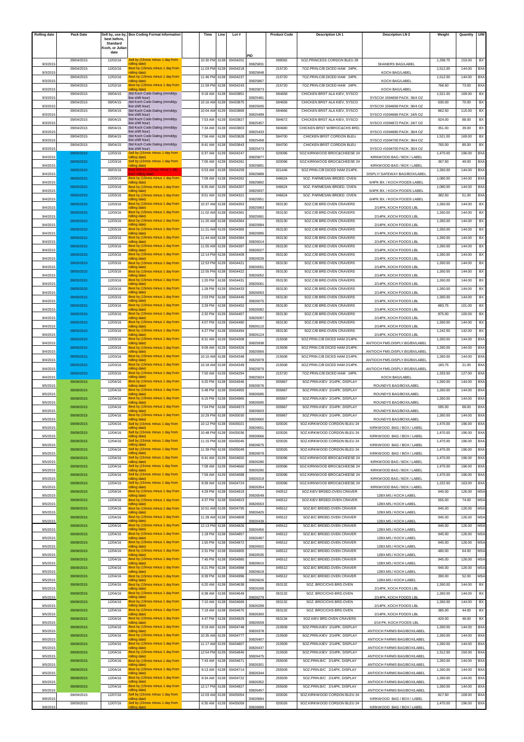| Rolling date | Pack Date | Sell by, use by, best before, Standard Koch, or Julian date | Box Coding Format Information | Time | Line | Lot # | PID | Product Code | Description LN 1 | Description LN 2 | Weight | Quantity | U/M |
|---|---|---|---|---|---|---|---|---|---|---|---|---|---|
| 9/3/2015 | 09/04/2015 | 12/02/16 | Sell by (15mos minus 1 day from rolling date) | 10:30 PM | 6138 | 00434201 | 30825831 | 099082 | 5OZ.PRINCESS CORDON BLEU 28 | SHANERS BAG/LABEL | 1,338.75 | 153.00 | BX |
| 9/3/2015 | 09/04/2015 | 12/02/16 | Best by (15mos minus 1 day from rolling date) | 11:03 PM | 6138 | 00434218 | 30825848 | 215720 | 7OZ.PRIN.C/B DICED HAM 24PK. | KOCH BAG/LABEL | 1,512.00 | 144.00 | BXA |
| 9/3/2015 | 09/04/2015 | 12/02/16 | Best by (15mos minus 1 day from rolling date) | 11:46 PM | 6138 | 00434237 | 30825867 | 215720 | 7OZ.PRIN.C/B DICED HAM 24PK. | KOCH BAG/LABEL | 1,512.00 | 144.00 | BXA |
| 9/3/2015 | 09/04/2015 | 12/02/16 | Best by (15mos minus 1 day from rolling date) | 11:59 PM | 6138 | 00434243 | 30825873 | 215720 | 7OZ.PRIN.C/B DICED HAM 24PK. | KOCH BAG/LABEL | 766.50 | 73.00 | BXA |
| 9/3/2015 | 09/04/2015 | 09/04/15 | Std Koch Code Dating (mmddyy line shift hour) | 9:18 AM | 6138 | 00433851 | 30825481 | 594658 | CHICKEN BRST ALA KIEV, SYSCO | SYSCO# 1594658 PACK: 36/4 OZ | 1,521.00 | 169.00 | BX |
| 9/3/2015 | 09/04/2015 | 09/04/15 | Std Koch Code Dating (mmddyy line shift hour) | 10:16 AM | 6138 | 00433875 | 30825505 | 594658 | CHICKEN BRST ALA KIEV, SYSCO | SYSCO# 1594658 PACK: 36/4 OZ | 630.00 | 70.00 | BX |
| 9/3/2015 | 09/04/2015 | 09/04/15 | Std Koch Code Dating (mmddyy line shift hour) | 10:04 AM | 6139 | 00433869 | 30825499 | 594666 | CHICKEN BRST ALA KIEV, SYSCO | SYSCO #1594666 PACK: 24/5 OZ | 862.50 | 115.00 | BX |
| 9/3/2015 | 09/04/2015 | 09/04/15 | Std Koch Code Dating (mmddyy line shift hour) | 7:53 AM | 6139 | 00433827 | 30825457 | 594672 | CHICKEN BRST ALA KIEV, SYSCO | SYSCO #1594672 PACK: 24/7 OZ | 924.00 | 88.00 | BX |
| 9/3/2015 | 09/04/2015 | 09/04/15 | Std Koch Code Dating (mmddyy line shift hour) | 7:34 AM | 6138 | 00433803 | 30825433 | 594680 | CHICKEN BRST W/BROC&CHS BRD, | SYSCO #1594680 PACK: 36/4 OZ | 351.00 | 39.00 | BX |
| 9/3/2015 | 09/04/2015 | 09/04/15 | Std Koch Code Dating (mmddyy line shift hour) | 7:56 AM | 6138 | 00433828 | 30825458 | 594700 | CHICKEN BRST CORDON BLEU | SYSCO #1594700 PACK: 36/4 OZ | 1,521.00 | 169.00 | BX |
| 9/3/2015 | 09/04/2015 | 09/04/15 | Std Koch Code Dating (mmddyy line shift hour) | 8:41 AM | 6138 | 00433843 | 30825473 | 594700 | CHICKEN BRST CORDON BLEU | SYSCO #1594700 PACK: 36/4 OZ | 765.00 | 85.00 | BX |
| 9/4/2015 | 09/05/2015 | 12/03/16 | Sell by (15mos minus 1 day from rolling date) | 6:37 AM | 6139 | 00434247 | 30825877 | 020096 | 5OZ.KIRKWOOD BROC&CHEESE 24 | KIRKWOOD BAG / BOX / LABEL | 1,470.00 | 196.00 | BXA |
| 9/4/2015 | 09/05/2015 | 12/03/16 | Sell by (15mos minus 1 day from rolling date) | 7:05 AM | 6139 | 00434261 | 30825891 | 020096 | 5OZ.KIRKWOOD BROC&CHEESE 24 | KIRKWOOD BAG / BOX / LABEL | 367.50 | 49.00 | BXA |
| 9/4/2015 | 09/05/2015 | 09/03/16 | Best Before (12mos minus 1 day from rolling date) | 6:53 AM | 6138 | 00434259 | 30825889 | 021446 | 5OZ.PRIN.C/B DICED HAM 2/14PK. | DISPLY/ SAFEWAY BAG/BOX/LABEL | 1,260.00 | 144.00 | BXA |
| 9/4/2015 | 09/05/2015 | 12/03/16 | Best by (15mos minus 1 day from rolling date) | 7:09 AM | 6138 | 00434262 | 30825892 | 046624 | 5OZ. PARMESAN BRDED. OVEN | 6/4PK BX. / KOCH FOODS LABEL | 1,080.00 | 144.00 | BXA |
| 9/4/2015 | 09/05/2015 | 12/03/16 | Best by (15mos minus 1 day from rolling date) | 8:30 AM | 6139 | 00434307 | 30825937 | 046624 | 5OZ. PARMESAN BRDED. OVEN | 6/4PK BX. / KOCH FOODS LABEL | 1,080.00 | 144.00 | BXA |
| 9/4/2015 | 09/05/2015 | 12/03/16 | Best by (15mos minus 1 day from rolling date) | 8:51 AM | 6139 | 00434321 | 30825951 | 046624 | 5OZ. PARMESAN BRDED. OVEN | 6/4PK BX. / KOCH FOODS LABEL | 382.50 | 51.00 | BXA |
| 9/4/2015 | 09/05/2015 | 12/03/16 | Best by (15mos minus 1 day from rolling date) | 10:37 AM | 6138 | 00434353 | 30825983 | 053130 | 5OZ.C/B BRD.OVEN CRAVERS | 2/14PK, KOCH FOODS LBL | 1,260.00 | 144.00 | BX |
| 9/4/2015 | 09/05/2015 | 12/03/16 | Best by (15mos minus 1 day from rolling date) | 11:02 AM | 6138 | 00434361 | 30825991 | 053130 | 5OZ.C/B BRD.OVEN CRAVERS | 2/14PK, KOCH FOODS LBL | 1,260.00 | 144.00 | BX |
| 9/4/2015 | 09/05/2015 | 12/03/16 | Best by (15mos minus 1 day from rolling date) | 11:20 AM | 6138 | 00434364 | 30825994 | 053130 | 5OZ.C/B BRD.OVEN CRAVERS | 2/14PK, KOCH FOODS LBL | 1,260.00 | 144.00 | BX |
| 9/4/2015 | 09/05/2015 | 12/03/16 | Best by (15mos minus 1 day from rolling date) | 11:21 AM | 6139 | 00434365 | 30825995 | 053130 | 5OZ.C/B BRD.OVEN CRAVERS | 2/14PK, KOCH FOODS LBL | 1,260.00 | 144.00 | BX |
| 9/4/2015 | 09/05/2015 | 12/03/16 | Best by (15mos minus 1 day from rolling date) | 11:44 AM | 6138 | 00434384 | 30826014 | 053130 | 5OZ.C/B BRD.OVEN CRAVERS | 2/14PK, KOCH FOODS LBL | 1,260.00 | 144.00 | BX |
| 9/4/2015 | 09/05/2015 | 12/03/16 | Best by (15mos minus 1 day from rolling date) | 11:55 AM | 6139 | 00434397 | 30826027 | 053130 | 5OZ.C/B BRD.OVEN CRAVERS | 2/14PK, KOCH FOODS LBL | 1,260.00 | 144.00 | BX |
| 9/4/2015 | 09/05/2015 | 12/03/16 | Best by (15mos minus 1 day from rolling date) | 12:14 PM | 6138 | 00434409 | 30826039 | 053130 | 5OZ.C/B BRD.OVEN CRAVERS | 2/14PK, KOCH FOODS LBL | 1,260.00 | 144.00 | BX |
| 9/4/2015 | 09/05/2015 | 12/03/16 | Best by (15mos minus 1 day from rolling date) | 12:53 PM | 6139 | 00434421 | 30826051 | 053130 | 5OZ.C/B BRD.OVEN CRAVERS | 2/14PK, KOCH FOODS LBL | 1,260.00 | 144.00 | BX |
| 9/4/2015 | 09/05/2015 | 12/03/16 | Best by (15mos minus 1 day from rolling date) | 12:55 PM | 6139 | 00434422 | 30826052 | 053130 | 5OZ.C/B BRD.OVEN CRAVERS | 2/14PK, KOCH FOODS LBL | 1,260.00 | 144.00 | BX |
| 9/4/2015 | 09/05/2015 | 12/03/16 | Best by (15mos minus 1 day from rolling date) | 1:20 PM | 6138 | 00434431 | 30826061 | 053130 | 5OZ.C/B BRD.OVEN CRAVERS | 2/14PK, KOCH FOODS LBL | 1,260.00 | 144.00 | BX |
| 9/4/2015 | 09/05/2015 | 12/03/16 | Best by (15mos minus 1 day from rolling date) | 1:28 PM | 6139 | 00434433 | 30826063 | 053130 | 5OZ.C/B BRD.OVEN CRAVERS | 2/14PK, KOCH FOODS LBL | 1,260.00 | 144.00 | BX |
| 9/4/2015 | 09/05/2015 | 12/03/16 | Best by (15mos minus 1 day from rolling date) | 2:03 PM | 6138 | 00434445 | 30826075 | 053130 | 5OZ.C/B BRD.OVEN CRAVERS | 2/14PK, KOCH FOODS LBL | 1,260.00 | 144.00 | BX |
| 9/4/2015 | 09/05/2015 | 12/03/16 | Best by (15mos minus 1 day from rolling date) | 2:29 PM | 6138 | 00434452 | 30826082 | 053130 | 5OZ.C/B BRD.OVEN CRAVERS | 2/14PK, KOCH FOODS LBL | 883.75 | 101.00 | BX |
| 9/4/2015 | 09/05/2015 | 12/03/16 | Best by (15mos minus 1 day from rolling date) | 2:32 PM | 6139 | 00434457 | 30826087 | 053130 | 5OZ.C/B BRD.OVEN CRAVERS | 2/14PK, KOCH FOODS LBL | 875.00 | 100.00 | BX |
| 9/4/2015 | 09/05/2015 | 12/03/16 | Best by (15mos minus 1 day from rolling date) | 4:07 PM | 6139 | 00434480 | 30826110 | 053130 | 5OZ.C/B BRD.OVEN CRAVERS | 2/14PK, KOCH FOODS LBL | 1,260.00 | 144.00 | BX |
| 9/4/2015 | 09/05/2015 | 12/03/16 | Best by (15mos minus 1 day from rolling date) | 4:27 PM | 6138 | 00434494 | 30826124 | 053130 | 5OZ.C/B BRD.OVEN CRAVERS | 2/14PK, KOCH FOODS LBL | 1,242.50 | 142.00 | BX |
| 9/4/2015 | 09/05/2015 | 12/03/16 | Best by (15mos minus 1 day from rolling date) | 8:31 AM | 6139 | 00434308 | 30825938 | 215508 | 5OZ.PRIN.C/B DICED HAM 2/14PK. | ANTIOCH FMS.DISPLY.BG/BX/LABEL | 1,260.00 | 144.00 | BXA |
| 9/4/2015 | 09/05/2015 | 12/03/16 | Best by (15mos minus 1 day from rolling date) | 9:09 AM | 6139 | 00434326 | 30825956 | 215508 | 5OZ.PRIN.C/B DICED HAM 2/14PK. | ANTIOCH FMS.DISPLY.BG/BX/LABEL | 1,260.00 | 144.00 | BXA |
| 9/4/2015 | 09/05/2015 | 12/03/16 | Best by (15mos minus 1 day from rolling date) | 10:10 AM | 6138 | 00434348 | 30825978 | 215508 | 5OZ.PRIN.C/B DICED HAM 2/14PK. | ANTIOCH FMS.DISPLY.BG/BX/LABEL | 1,260.00 | 144.00 | BXA |
| 9/4/2015 | 09/05/2015 | 12/03/16 | Best by (15mos minus 1 day from rolling date) | 10:18 AM | 6138 | 00434349 | 30825979 | 215508 | 5OZ.PRIN.C/B DICED HAM 2/14PK. | ANTIOCH FMS.DISPLY.BG/BX/LABEL | 183.75 | 21.00 | BXA |
| 9/4/2015 | 09/05/2015 | 12/03/16 | Best by (15mos minus 1 day from rolling date) | 7:50 AM | 6139 | 00434294 | 30825924 | 215720 | 7OZ.PRIN.C/B DICED HAM 24PK. | KOCH BAG/LABEL | 1,333.50 | 127.00 | BXA |
| 9/5/2015 | 09/08/2015 | 12/04/16 | Best by (15mos minus 1 day from rolling date) | 5:20 PM | 6138 | 00434946 | 30826576 | 005867 | 5OZ.PRIN.KIEV 2/14PK. DISPLAY | ROUNDYS BAG/BOX/LABEL | 1,260.00 | 144.00 | BXA |
| 9/5/2015 | 09/08/2015 | 12/04/16 | Best by (15mos minus 1 day from rolling date) | 5:48 PM | 6138 | 00434955 | 30826585 | 005867 | 5OZ.PRIN.KIEV 2/14PK. DISPLAY | ROUNDYS BAG/BOX/LABEL | 1,260.00 | 144.00 | BXA |
| 9/5/2015 | 09/08/2015 | 12/04/16 | Best by (15mos minus 1 day from rolling date) | 6:15 PM | 6138 | 00434965 | 30826595 | 005867 | 5OZ.PRIN.KIEV 2/14PK. DISPLAY | ROUNDYS BAG/BOX/LABEL | 1,260.00 | 144.00 | BXA |
| 9/5/2015 | 09/08/2015 | 12/04/16 | Best by (15mos minus 1 day from rolling date) | 7:04 PM | 6138 | 00434973 | 30826603 | 005867 | 5OZ.PRIN.KIEV 2/14PK. DISPLAY | ROUNDYS BAG/BOX/LABEL | 595.00 | 68.00 | BXA |
| 9/5/2015 | 09/08/2015 | 12/04/16 | Best by (15mos minus 1 day from rolling date) | 10:29 PM | 6138 | 00435030 | 30826660 | 005867 | 5OZ.PRIN.KIEV 2/14PK. DISPLAY | ROUNDYS BAG/BOX/LABEL | 1,260.00 | 144.00 | BXA |
| 9/5/2015 | 09/08/2015 | 12/04/16 | Sell by (15mos minus 1 day from rolling date) | 10:12 PM | 6138 | 00435021 | 30826651 | 020026 | 5OZ.KIRKWOOD CORDON BLEU 24 | KIRKWOOD BAG / BOX / LABEL | 1,470.00 | 196.00 | BXA |
| 9/5/2015 | 09/08/2015 | 12/04/16 | Sell by (15mos minus 1 day from rolling date) | 10:48 PM | 6138 | 00435036 | 30826666 | 020026 | 5OZ.KIRKWOOD CORDON BLEU 24 | KIRKWOOD BAG / BOX / LABEL | 1,470.00 | 196.00 | BXA |
| 9/5/2015 | 09/08/2015 | 12/04/16 | Sell by (15mos minus 1 day from rolling date) | 11:15 PM | 6138 | 00435045 | 30826675 | 020026 | 5OZ.KIRKWOOD CORDON BLEU 24 | KIRKWOOD BAG / BOX / LABEL | 1,470.00 | 196.00 | BXA |
| 9/5/2015 | 09/08/2015 | 12/04/16 | Sell by (15mos minus 1 day from rolling date) | 11:39 PM | 6138 | 00435049 | 30826679 | 020026 | 5OZ.KIRKWOOD CORDON BLEU 24 | KIRKWOOD BAG / BOX / LABEL | 1,470.00 | 196.00 | BXA |
| 9/5/2015 | 09/08/2015 | 12/04/16 | Sell by (15mos minus 1 day from rolling date) | 6:41 AM | 6139 | 00434650 | 30826280 | 020096 | 5OZ.KIRKWOOD BROC&CHEESE 24 | KIRKWOOD BAG / BOX / LABEL | 1,470.00 | 196.00 | BXA |
| 9/5/2015 | 09/08/2015 | 12/04/16 | Sell by (15mos minus 1 day from rolling date) | 7:08 AM | 6139 | 00434660 | 30826290 | 020096 | 5OZ.KIRKWOOD BROC&CHEESE 24 | KIRKWOOD BAG / BOX / LABEL | 1,470.00 | 196.00 | BXA |
| 9/5/2015 | 09/08/2015 | 12/04/16 | Sell by (15mos minus 1 day from rolling date) | 7:59 AM | 6139 | 00434688 | 30826318 | 020096 | 5OZ.KIRKWOOD BROC&CHEESE 24 | KIRKWOOD BAG / BOX / LABEL | 1,470.00 | 196.00 | BXA |
| 9/5/2015 | 09/08/2015 | 12/04/16 | Sell by (15mos minus 1 day from rolling date) | 8:39 AM | 6139 | 00434724 | 30826354 | 020096 | 5OZ.KIRKWOOD BROC&CHEESE 24 | KIRKWOOD BAG / BOX / LABEL | 1,222.50 | 163.00 | BXA |
| 9/5/2015 | 09/08/2015 | 12/04/16 | Best by (15mos minus 1 day from rolling date) | 4:29 PM | 6138 | 00434919 | 30826549 | 040512 | 5OZ.KIEV BRDED.OVEN CRAVER | 12BX.MS./ KOCH LABEL | 945.00 | 126.00 | MSA |
| 9/5/2015 | 09/08/2015 | 12/04/16 | Best by (15mos minus 1 day from rolling date) | 4:37 PM | 6138 | 00434923 | 30826553 | 040512 | 5OZ.KIEV BRDED.OVEN CRAVER | 12BX.MS./ KOCH LABEL | 555.00 | 74.00 | MSA |
| 9/5/2015 | 09/08/2015 | 12/04/16 | Best by (15mos minus 1 day from rolling date) | 10:51 AM | 6138 | 00434795 | 30826425 | 045512 | 5OZ.B/C BRDED.OVEN CRAVER | 12BX.MS./ KOCH LABEL | 945.00 | 126.00 | MSA |
| 9/5/2015 | 09/08/2015 | 12/04/16 | Best by (15mos minus 1 day from rolling date) | 11:28 AM | 6138 | 00434808 | 30826438 | 045512 | 5OZ.B/C BRDED.OVEN CRAVER | 12BX.MS./ KOCH LABEL | 945.00 | 126.00 | MSA |
| 9/5/2015 | 09/08/2015 | 12/04/16 | Best by (15mos minus 1 day from rolling date) | 12:13 PM | 6138 | 00434826 | 30826456 | 045512 | 5OZ.B/C BRDED.OVEN CRAVER | 12BX.MS./ KOCH LABEL | 945.00 | 126.00 | MSA |
| 9/5/2015 | 09/08/2015 | 12/04/16 | Best by (15mos minus 1 day from rolling date) | 1:18 PM | 6138 | 00434857 | 30826487 | 045512 | 5OZ.B/C BRDED.OVEN CRAVER | 12BX.MS./ KOCH LABEL | 945.00 | 126.00 | MSA |
| 9/5/2015 | 09/08/2015 | 12/04/16 | Best by (15mos minus 1 day from rolling date) | 1:50 PM | 6138 | 00434872 | 30826502 | 045512 | 5OZ.B/C BRDED.OVEN CRAVER | 12BX.MS./ KOCH LABEL | 945.00 | 126.00 | MSA |
| 9/5/2015 | 09/08/2015 | 12/04/16 | Best by (15mos minus 1 day from rolling date) | 2:31 PM | 6138 | 00434905 | 30826535 | 045512 | 5OZ.B/C BRDED.OVEN CRAVER | 12BX.MS./ KOCH LABEL | 480.00 | 64.00 | MSA |
| 9/5/2015 | 09/08/2015 | 12/04/16 | Best by (15mos minus 1 day from rolling date) | 7:45 PM | 6138 | 00434985 | 30826615 | 045512 | 5OZ.B/C BRDED.OVEN CRAVER | 12BX.MS./ KOCH LABEL | 945.00 | 126.00 | MSA |
| 9/5/2015 | 09/08/2015 | 12/04/16 | Best by (15mos minus 1 day from rolling date) | 8:21 PM | 6138 | 00434988 | 30826618 | 045512 | 5OZ.B/C BRDED.OVEN CRAVER | 12BX.MS./ KOCH LABEL | 945.00 | 126.00 | MSA |
| 9/5/2015 | 09/08/2015 | 12/04/16 | Best by (15mos minus 1 day from rolling date) | 8:39 PM | 6138 | 00434996 | 30826626 | 045512 | 5OZ.B/C BRDED.OVEN CRAVER | 12BX.MS./ KOCH LABEL | 390.00 | 52.00 | MSA |
| 9/5/2015 | 09/08/2015 | 12/04/16 | Best by (15mos minus 1 day from rolling date) | 6:20 AM | 6138 | 00434638 | 30826268 | 053132 | 5OZ. BROC/CHS BRD.OVEN | 2/14PK, KOCH FOODS LBL | 1,260.00 | 144.00 | BX |
| 9/5/2015 | 09/08/2015 | 12/04/16 | Best by (15mos minus 1 day from rolling date) | 6:38 AM | 6138 | 00434649 | 30826279 | 053132 | 5OZ. BROC/CHS BRD.OVEN | 2/14PK, KOCH FOODS LBL | 1,260.00 | 144.00 | BX |
| 9/5/2015 | 09/08/2015 | 12/04/16 | Best by (15mos minus 1 day from rolling date) | 7:10 AM | 6138 | 00434669 | 30826299 | 053132 | 5OZ. BROC/CHS BRD.OVEN | 2/14PK, KOCH FOODS LBL | 1,260.00 | 144.00 | BX |
| 9/5/2015 | 09/08/2015 | 12/04/16 | Best by (15mos minus 1 day from rolling date) | 7:19 AM | 6138 | 00434670 | 30826300 | 053132 | 5OZ. BROC/CHS BRD.OVEN | 2/14PK, KOCH FOODS LBL | 385.00 | 44.00 | BX |
| 9/5/2015 | 09/08/2015 | 12/04/16 | Best by (15mos minus 1 day from rolling date) | 4:47 PM | 6138 | 00434929 | 30826559 | 053134 | 5OZ.KIEV BRD.OVEN CRAVERS | 2/14 PK. KOCH FOODS LBL | 420.00 | 48.00 | BX |
| 9/5/2015 | 09/08/2015 | 12/04/16 | Best by (15mos minus 1 day from rolling date) | 9:19 AM | 6139 | 00434748 | 30826378 | 210509 | 5OZ.PRIN.KIEV 2/14PK. DISPLAY | ANTIOCH FARMS BAG/BOX/LABEL | 1,260.00 | 144.00 | BXA |
| 9/5/2015 | 09/08/2015 | 12/04/16 | Best by (15mos minus 1 day from rolling date) | 10:35 AM | 6139 | 00434777 | 30826407 | 210509 | 5OZ.PRIN.KIEV 2/14PK. DISPLAY | ANTIOCH FARMS BAG/BOX/LABEL | 1,260.00 | 144.00 | BXA |
| 9/5/2015 | 09/08/2015 | 12/04/16 | Best by (15mos minus 1 day from rolling date) | 11:17 AM | 6139 | 00434807 | 30826437 | 210509 | 5OZ.PRIN.KIEV 2/14PK. DISPLAY | ANTIOCH FARMS BAG/BOX/LABEL | 1,260.00 | 144.00 | BXA |
| 9/5/2015 | 09/08/2015 | 12/04/16 | Best by (15mos minus 1 day from rolling date) | 12:54 PM | 6139 | 00434845 | 30826475 | 210509 | 5OZ.PRIN.KIEV 2/14PK. DISPLAY | ANTIOCH FARMS BAG/BOX/LABEL | 1,312.50 | 150.00 | BXA |
| 9/5/2015 | 09/08/2015 | 12/04/16 | Best by (15mos minus 1 day from rolling date) | 7:43 AM | 6138 | 00434671 | 30826301 | 255509 | 5OZ.PRIN.B/C 2/14PK. DISPLAY | ANTIOCH FARMS BAG/BOX/LABEL | 1,260.00 | 144.00 | BXA |
| 9/5/2015 | 09/08/2015 | 12/04/16 | Best by (15mos minus 1 day from rolling date) | 8:13 AM | 6138 | 00434714 | 30826344 | 255509 | 5OZ.PRIN.B/C 2/14PK. DISPLAY | ANTIOCH FARMS BAG/BOX/LABEL | 1,260.00 | 144.00 | BXA |
| 9/5/2015 | 09/08/2015 | 12/04/16 | Best by (15mos minus 1 day from rolling date) | 8:34 AM | 6138 | 00434722 | 30826352 | 255509 | 5OZ.PRIN.B/C 2/14PK. DISPLAY | ANTIOCH FARMS BAG/BOX/LABEL | 1,260.00 | 144.00 | BXA |
| 9/5/2015 | 09/08/2015 | 12/04/16 | Best by (15mos minus 1 day from rolling date) | 12:17 PM | 6138 | 00434827 | 30826457 | 255509 | 5OZ.PRIN.B/C 2/14PK. DISPLAY | ANTIOCH FARMS BAG/BOX/LABEL | 1,260.00 | 144.00 | BXA |
| 9/8/2015 | 09/09/2015 | 12/07/16 | Sell by (15mos minus 1 day from rolling date) | 12:03 AM | 6138 | 00435054 | 30826684 | 020026 | 5OZ.KIRKWOOD CORDON BLEU 24 | KIRKWOOD BAG / BOX / LABEL | 817.50 | 109.00 | BXA |
| 9/8/2015 | 09/09/2015 | 12/07/16 | Sell by (15mos minus 1 day from rolling date) | 6:30 AM | 6139 | 00435059 | 30826689 | 020026 | 5OZ.KIRKWOOD CORDON BLEU 24 | KIRKWOOD BAG / BOX / LABEL | 1,470.00 | 196.00 | BXA |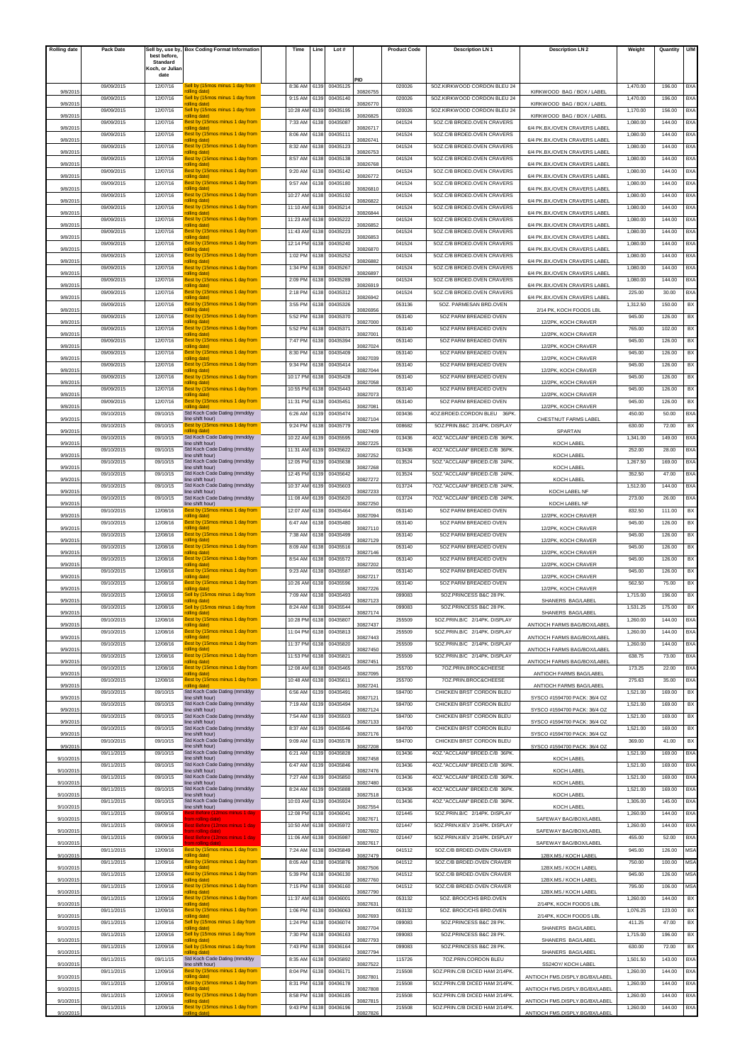| Rolling date | Pack Date | Sell by, use by, best before, Standard Koch, or Julian date | Box Coding Format Information | Time | Line | Lot # | PID | Product Code | Description LN 1 | Description LN 2 | Weight | Quantity | U/M |
|---|---|---|---|---|---|---|---|---|---|---|---|---|---|
| 9/8/2015 | 09/09/2015 | 12/07/16 | Sell by (15mos minus 1 day from rolling date) | 8:36 AM | 6139 | 00435125 | 30826755 | 020026 | 5OZ.KIRKWOOD CORDON BLEU 24 | KIRKWOOD BAG / BOX / LABEL | 1,470.00 | 196.00 | BXA |
| 9/8/2015 | 09/09/2015 | 12/07/16 | Sell by (15mos minus 1 day from rolling date) | 9:15 AM | 6139 | 00435140 | 30826770 | 020026 | 5OZ.KIRKWOOD CORDON BLEU 24 | KIRKWOOD BAG / BOX / LABEL | 1,470.00 | 196.00 | BXA |
| 9/8/2015 | 09/09/2015 | 12/07/16 | Sell by (15mos minus 1 day from rolling date) | 10:28 AM | 6139 | 00435195 | 30826825 | 020026 | 5OZ.KIRKWOOD CORDON BLEU 24 | KIRKWOOD BAG / BOX / LABEL | 1,170.00 | 156.00 | BXA |
| 9/8/2015 | 09/09/2015 | 12/07/16 | Best by (15mos minus 1 day from rolling date) | 7:33 AM | 6138 | 00435087 | 30826717 | 041524 | 5OZ.C/B BRDED.OVEN CRAVERS | 6/4 PK.BX./OVEN CRAVERS LABEL | 1,080.00 | 144.00 | BXA |
| 9/8/2015 | 09/09/2015 | 12/07/16 | Best by (15mos minus 1 day from rolling date) | 8:06 AM | 6138 | 00435111 | 30826741 | 041524 | 5OZ.C/B BRDED.OVEN CRAVERS | 6/4 PK.BX./OVEN CRAVERS LABEL | 1,080.00 | 144.00 | BXA |
| 9/8/2015 | 09/09/2015 | 12/07/16 | Best by (15mos minus 1 day from rolling date) | 8:32 AM | 6138 | 00435123 | 30826753 | 041524 | 5OZ.C/B BRDED.OVEN CRAVERS | 6/4 PK.BX./OVEN CRAVERS LABEL | 1,080.00 | 144.00 | BXA |
| 9/8/2015 | 09/09/2015 | 12/07/16 | Best by (15mos minus 1 day from rolling date) | 8:57 AM | 6138 | 00435138 | 30826768 | 041524 | 5OZ.C/B BRDED.OVEN CRAVERS | 6/4 PK.BX./OVEN CRAVERS LABEL | 1,080.00 | 144.00 | BXA |
| 9/8/2015 | 09/09/2015 | 12/07/16 | Best by (15mos minus 1 day from rolling date) | 9:20 AM | 6138 | 00435142 | 30826772 | 041524 | 5OZ.C/B BRDED.OVEN CRAVERS | 6/4 PK.BX./OVEN CRAVERS LABEL | 1,080.00 | 144.00 | BXA |
| 9/8/2015 | 09/09/2015 | 12/07/16 | Best by (15mos minus 1 day from rolling date) | 9:57 AM | 6138 | 00435180 | 30826810 | 041524 | 5OZ.C/B BRDED.OVEN CRAVERS | 6/4 PK.BX./OVEN CRAVERS LABEL | 1,080.00 | 144.00 | BXA |
| 9/8/2015 | 09/09/2015 | 12/07/16 | Best by (15mos minus 1 day from rolling date) | 10:27 AM | 6138 | 00435192 | 30826822 | 041524 | 5OZ.C/B BRDED.OVEN CRAVERS | 6/4 PK.BX./OVEN CRAVERS LABEL | 1,080.00 | 144.00 | BXA |
| 9/8/2015 | 09/09/2015 | 12/07/16 | Best by (15mos minus 1 day from rolling date) | 11:10 AM | 6138 | 00435214 | 30826844 | 041524 | 5OZ.C/B BRDED.OVEN CRAVERS | 6/4 PK.BX./OVEN CRAVERS LABEL | 1,080.00 | 144.00 | BXA |
| 9/8/2015 | 09/09/2015 | 12/07/16 | Best by (15mos minus 1 day from rolling date) | 11:23 AM | 6138 | 00435222 | 30826852 | 041524 | 5OZ.C/B BRDED.OVEN CRAVERS | 6/4 PK.BX./OVEN CRAVERS LABEL | 1,080.00 | 144.00 | BXA |
| 9/8/2015 | 09/09/2015 | 12/07/16 | Best by (15mos minus 1 day from rolling date) | 11:43 AM | 6138 | 00435223 | 30826853 | 041524 | 5OZ.C/B BRDED.OVEN CRAVERS | 6/4 PK.BX./OVEN CRAVERS LABEL | 1,080.00 | 144.00 | BXA |
| 9/8/2015 | 09/09/2015 | 12/07/16 | Best by (15mos minus 1 day from rolling date) | 12:14 PM | 6138 | 00435240 | 30826870 | 041524 | 5OZ.C/B BRDED.OVEN CRAVERS | 6/4 PK.BX./OVEN CRAVERS LABEL | 1,080.00 | 144.00 | BXA |
| 9/8/2015 | 09/09/2015 | 12/07/16 | Best by (15mos minus 1 day from rolling date) | 1:02 PM | 6138 | 00435252 | 30826882 | 041524 | 5OZ.C/B BRDED.OVEN CRAVERS | 6/4 PK.BX./OVEN CRAVERS LABEL | 1,080.00 | 144.00 | BXA |
| 9/8/2015 | 09/09/2015 | 12/07/16 | Best by (15mos minus 1 day from rolling date) | 1:34 PM | 6138 | 00435267 | 30826897 | 041524 | 5OZ.C/B BRDED.OVEN CRAVERS | 6/4 PK.BX./OVEN CRAVERS LABEL | 1,080.00 | 144.00 | BXA |
| 9/8/2015 | 09/09/2015 | 12/07/16 | Best by (15mos minus 1 day from rolling date) | 2:09 PM | 6138 | 00435289 | 30826919 | 041524 | 5OZ.C/B BRDED.OVEN CRAVERS | 6/4 PK.BX./OVEN CRAVERS LABEL | 1,080.00 | 144.00 | BXA |
| 9/8/2015 | 09/09/2015 | 12/07/16 | Best by (15mos minus 1 day from rolling date) | 2:18 PM | 6138 | 00435312 | 30826942 | 041524 | 5OZ.C/B BRDED.OVEN CRAVERS | 6/4 PK.BX./OVEN CRAVERS LABEL | 225.00 | 30.00 | BXA |
| 9/8/2015 | 09/09/2015 | 12/07/16 | Best by (15mos minus 1 day from rolling date) | 3:55 PM | 6138 | 00435326 | 30826956 | 053136 | 5OZ. PARMESAN BRD.OVEN | 2/14 PK. KOCH FOODS LBL | 1,312.50 | 150.00 | BX |
| 9/8/2015 | 09/09/2015 | 12/07/16 | Best by (15mos minus 1 day from rolling date) | 5:52 PM | 6138 | 00435370 | 30827000 | 053140 | 5OZ PARM BREADED OVEN | 12/2PK, KOCH CRAVER | 945.00 | 126.00 | BX |
| 9/8/2015 | 09/09/2015 | 12/07/16 | Best by (15mos minus 1 day from rolling date) | 5:52 PM | 6138 | 00435371 | 30827001 | 053140 | 5OZ PARM BREADED OVEN | 12/2PK, KOCH CRAVER | 765.00 | 102.00 | BX |
| 9/8/2015 | 09/09/2015 | 12/07/16 | Best by (15mos minus 1 day from rolling date) | 7:47 PM | 6138 | 00435394 | 30827024 | 053140 | 5OZ PARM BREADED OVEN | 12/2PK, KOCH CRAVER | 945.00 | 126.00 | BX |
| 9/8/2015 | 09/09/2015 | 12/07/16 | Best by (15mos minus 1 day from rolling date) | 8:30 PM | 6138 | 00435409 | 30827039 | 053140 | 5OZ PARM BREADED OVEN | 12/2PK, KOCH CRAVER | 945.00 | 126.00 | BX |
| 9/8/2015 | 09/09/2015 | 12/07/16 | Best by (15mos minus 1 day from rolling date) | 9:34 PM | 6138 | 00435414 | 30827044 | 053140 | 5OZ PARM BREADED OVEN | 12/2PK, KOCH CRAVER | 945.00 | 126.00 | BX |
| 9/8/2015 | 09/09/2015 | 12/07/16 | Best by (15mos minus 1 day from rolling date) | 10:17 PM | 6138 | 00435428 | 30827058 | 053140 | 5OZ PARM BREADED OVEN | 12/2PK, KOCH CRAVER | 945.00 | 126.00 | BX |
| 9/8/2015 | 09/09/2015 | 12/07/16 | Best by (15mos minus 1 day from rolling date) | 10:55 PM | 6138 | 00435443 | 30827073 | 053140 | 5OZ PARM BREADED OVEN | 12/2PK, KOCH CRAVER | 945.00 | 126.00 | BX |
| 9/8/2015 | 09/09/2015 | 12/07/16 | Best by (15mos minus 1 day from rolling date) | 11:31 PM | 6138 | 00435451 | 30827081 | 053140 | 5OZ PARM BREADED OVEN | 12/2PK, KOCH CRAVER | 945.00 | 126.00 | BX |
| 9/9/2015 | 09/10/2015 | 09/10/15 | Std Koch Code Dating (mmddyy line shift hour) | 6:26 AM | 6139 | 00435474 | 30827104 | 003436 | 4OZ.BRDED.CORDON BLEU 36PK. | CHESTNUT FARMS LABEL | 450.00 | 50.00 | BXA |
| 9/9/2015 | 09/10/2015 | 12/08/16 | Best by (15mos minus 1 day from rolling date) | 9:24 PM | 6138 | 00435779 | 30827409 | 008682 | 5OZ.PRIN.B&C 2/14PK. DISPLAY | SPARTAN | 630.00 | 72.00 | BX |
| 9/9/2015 | 09/10/2015 | 09/10/15 | Std Koch Code Dating (mmddyy line shift hour) | 10:22 AM | 6139 | 00435595 | 30827225 | 013436 | 4OZ."ACCLAIM" BRDED.C/B 36PK. | KOCH LABEL | 1,341.00 | 149.00 | BXA |
| 9/9/2015 | 09/10/2015 | 09/10/15 | Std Koch Code Dating (mmddyy line shift hour) | 11:31 AM | 6139 | 00435622 | 30827252 | 013436 | 4OZ."ACCLAIM" BRDED.C/B 36PK. | KOCH LABEL | 252.00 | 28.00 | BXA |
| 9/9/2015 | 09/10/2015 | 09/10/15 | Std Koch Code Dating (mmddyy line shift hour) | 12:05 PM | 6139 | 00435638 | 30827268 | 013524 | 5OZ."ACCLAIM" BRDED.C/B 24PK. | KOCH LABEL | 1,267.50 | 169.00 | BXA |
| 9/9/2015 | 09/10/2015 | 09/10/15 | Std Koch Code Dating (mmddyy line shift hour) | 12:45 PM | 6139 | 00435642 | 30827272 | 013524 | 5OZ."ACCLAIM" BRDED.C/B 24PK. | KOCH LABEL | 352.50 | 47.00 | BXA |
| 9/9/2015 | 09/10/2015 | 09/10/15 | Std Koch Code Dating (mmddyy line shift hour) | 10:37 AM | 6139 | 00435603 | 30827233 | 013724 | 7OZ."ACCLAIM" BRDED.C/B 24PK. | KOCH LABEL NF | 1,512.00 | 144.00 | BXA |
| 9/9/2015 | 09/10/2015 | 09/10/15 | Std Koch Code Dating (mmddyy line shift hour) | 11:08 AM | 6139 | 00435620 | 30827250 | 013724 | 7OZ."ACCLAIM" BRDED.C/B 24PK. | KOCH LABEL NF | 273.00 | 26.00 | BXA |
| 9/9/2015 | 09/10/2015 | 12/08/16 | Best by (15mos minus 1 day from rolling date) | 12:07 AM | 6138 | 00435464 | 30827094 | 053140 | 5OZ PARM BREADED OVEN | 12/2PK, KOCH CRAVER | 832.50 | 111.00 | BX |
| 9/9/2015 | 09/10/2015 | 12/08/16 | Best by (15mos minus 1 day from rolling date) | 6:47 AM | 6138 | 00435480 | 30827110 | 053140 | 5OZ PARM BREADED OVEN | 12/2PK, KOCH CRAVER | 945.00 | 126.00 | BX |
| 9/9/2015 | 09/10/2015 | 12/08/16 | Best by (15mos minus 1 day from rolling date) | 7:38 AM | 6138 | 00435499 | 30827129 | 053140 | 5OZ PARM BREADED OVEN | 12/2PK, KOCH CRAVER | 945.00 | 126.00 | BX |
| 9/9/2015 | 09/10/2015 | 12/08/16 | Best by (15mos minus 1 day from rolling date) | 8:09 AM | 6138 | 00435516 | 30827146 | 053140 | 5OZ PARM BREADED OVEN | 12/2PK, KOCH CRAVER | 945.00 | 126.00 | BX |
| 9/9/2015 | 09/10/2015 | 12/08/16 | Best by (15mos minus 1 day from rolling date) | 8:54 AM | 6138 | 00435572 | 30827202 | 053140 | 5OZ PARM BREADED OVEN | 12/2PK, KOCH CRAVER | 945.00 | 126.00 | BX |
| 9/9/2015 | 09/10/2015 | 12/08/16 | Best by (15mos minus 1 day from rolling date) | 9:23 AM | 6138 | 00435587 | 30827217 | 053140 | 5OZ PARM BREADED OVEN | 12/2PK, KOCH CRAVER | 945.00 | 126.00 | BX |
| 9/9/2015 | 09/10/2015 | 12/08/16 | Best by (15mos minus 1 day from rolling date) | 10:26 AM | 6138 | 00435596 | 30827226 | 053140 | 5OZ PARM BREADED OVEN | 12/2PK, KOCH CRAVER | 562.50 | 75.00 | BX |
| 9/9/2015 | 09/10/2015 | 12/08/16 | Sell by (15mos minus 1 day from rolling date) | 7:09 AM | 6138 | 00435493 | 30827123 | 099083 | 5OZ.PRINCESS B&C 28 PK. | SHANERS BAG/LABEL | 1,715.00 | 196.00 | BX |
| 9/9/2015 | 09/10/2015 | 12/08/16 | Sell by (15mos minus 1 day from rolling date) | 8:24 AM | 6138 | 00435544 | 30827174 | 099083 | 5OZ.PRINCESS B&C 28 PK. | SHANERS BAG/LABEL | 1,531.25 | 175.00 | BX |
| 9/9/2015 | 09/10/2015 | 12/08/16 | Best by (15mos minus 1 day from rolling date) | 10:28 PM | 6138 | 00435807 | 30827437 | 255509 | 5OZ.PRIN.B/C 2/14PK. DISPLAY | ANTIOCH FARMS BAG/BOX/LABEL | 1,260.00 | 144.00 | BXA |
| 9/9/2015 | 09/10/2015 | 12/08/16 | Best by (15mos minus 1 day from rolling date) | 11:04 PM | 6138 | 00435813 | 30827443 | 255509 | 5OZ.PRIN.B/C 2/14PK. DISPLAY | ANTIOCH FARMS BAG/BOX/LABEL | 1,260.00 | 144.00 | BXA |
| 9/9/2015 | 09/10/2015 | 12/08/16 | Best by (15mos minus 1 day from rolling date) | 11:37 PM | 6138 | 00435820 | 30827450 | 255509 | 5OZ.PRIN.B/C 2/14PK. DISPLAY | ANTIOCH FARMS BAG/BOX/LABEL | 1,260.00 | 144.00 | BXA |
| 9/9/2015 | 09/10/2015 | 12/08/16 | Best by (15mos minus 1 day from rolling date) | 11:53 PM | 6138 | 00435821 | 30827451 | 255509 | 5OZ.PRIN.B/C 2/14PK. DISPLAY | ANTIOCH FARMS BAG/BOX/LABEL | 638.75 | 73.00 | BXA |
| 9/9/2015 | 09/10/2015 | 12/08/16 | Best by (15mos minus 1 day from rolling date) | 12:08 AM | 6138 | 00435465 | 30827095 | 255700 | 7OZ.PRIN.BROC&CHEESE | ANTIOCH FARMS BAG/LABEL | 173.25 | 22.00 | BXA |
| 9/9/2015 | 09/10/2015 | 12/08/16 | Best by (15mos minus 1 day from rolling date) | 10:48 AM | 6138 | 00435611 | 30827241 | 255700 | 7OZ.PRIN.BROC&CHEESE | ANTIOCH FARMS BAG/LABEL | 275.63 | 35.00 | BXA |
| 9/9/2015 | 09/10/2015 | 09/10/15 | Std Koch Code Dating (mmddyy line shift hour) | 6:56 AM | 6139 | 00435491 | 30827121 | 594700 | CHICKEN BRST CORDON BLEU | SYSCO #1594700 PACK: 36/4 OZ | 1,521.00 | 169.00 | BX |
| 9/9/2015 | 09/10/2015 | 09/10/15 | Std Koch Code Dating (mmddyy line shift hour) | 7:19 AM | 6139 | 00435494 | 30827124 | 594700 | CHICKEN BRST CORDON BLEU | SYSCO #1594700 PACK: 36/4 OZ | 1,521.00 | 169.00 | BX |
| 9/9/2015 | 09/10/2015 | 09/10/15 | Std Koch Code Dating (mmddyy line shift hour) | 7:54 AM | 6139 | 00435503 | 30827133 | 594700 | CHICKEN BRST CORDON BLEU | SYSCO #1594700 PACK: 36/4 OZ | 1,521.00 | 169.00 | BX |
| 9/9/2015 | 09/10/2015 | 09/10/15 | Std Koch Code Dating (mmddyy line shift hour) | 8:37 AM | 6139 | 00435546 | 30827176 | 594700 | CHICKEN BRST CORDON BLEU | SYSCO #1594700 PACK: 36/4 OZ | 1,521.00 | 169.00 | BX |
| 9/9/2015 | 09/10/2015 | 09/10/15 | Std Koch Code Dating (mmddyy line shift hour) | 9:09 AM | 6139 | 00435578 | 30827208 | 594700 | CHICKEN BRST CORDON BLEU | SYSCO #1594700 PACK: 36/4 OZ | 369.00 | 41.00 | BX |
| 9/10/2015 | 09/11/2015 | 09/10/15 | Std Koch Code Dating (mmddyy line shift hour) | 6:21 AM | 6139 | 00435828 | 30827458 | 013436 | 4OZ."ACCLAIM" BRDED.C/B 36PK. | KOCH LABEL | 1,521.00 | 169.00 | BXA |
| 9/10/2015 | 09/11/2015 | 09/10/15 | Std Koch Code Dating (mmddyy line shift hour) | 6:47 AM | 6139 | 00435846 | 30827476 | 013436 | 4OZ."ACCLAIM" BRDED.C/B 36PK. | KOCH LABEL | 1,521.00 | 169.00 | BXA |
| 9/10/2015 | 09/11/2015 | 09/10/15 | Std Koch Code Dating (mmddyy line shift hour) | 7:27 AM | 6139 | 00435850 | 30827480 | 013436 | 4OZ."ACCLAIM" BRDED.C/B 36PK. | KOCH LABEL | 1,521.00 | 169.00 | BXA |
| 9/10/2015 | 09/11/2015 | 09/10/15 | Std Koch Code Dating (mmddyy line shift hour) | 8:24 AM | 6139 | 00435888 | 30827518 | 013436 | 4OZ."ACCLAIM" BRDED.C/B 36PK. | KOCH LABEL | 1,521.00 | 169.00 | BXA |
| 9/10/2015 | 09/11/2015 | 09/10/15 | Std Koch Code Dating (mmddyy line shift hour) | 10:03 AM | 6139 | 00435924 | 30827554 | 013436 | 4OZ."ACCLAIM" BRDED.C/B 36PK. | KOCH LABEL | 1,305.00 | 145.00 | BXA |
| 9/10/2015 | 09/11/2015 | 09/09/16 | Best Before (12mos minus 1 day from rolling date) | 12:08 PM | 6138 | 00436041 | 30827671 | 021445 | 5OZ.PRIN.B/C 2/14PK. DISPLAY | SAFEWAY BAG/BOX/LABEL | 1,260.00 | 144.00 | BXA |
| 9/10/2015 | 09/11/2015 | 09/09/16 | Best Before (12mos minus 1 day from rolling date) | 10:50 AM | 6138 | 00435972 | 30827602 | 021447 | 5OZ.PRIN.KIEV 2/14PK. DISPLAY | SAFEWAY BAG/BOX/LABEL | 1,260.00 | 144.00 | BXA |
| 9/10/2015 | 09/11/2015 | 09/09/16 | Best Before (12mos minus 1 day from rolling date) | 11:06 AM | 6138 | 00435987 | 30827617 | 021447 | 5OZ.PRIN.KIEV 2/14PK. DISPLAY | SAFEWAY BAG/BOX/LABEL | 455.00 | 52.00 | BXA |
| 9/10/2015 | 09/11/2015 | 12/09/16 | Best by (15mos minus 1 day from rolling date) | 7:24 AM | 6138 | 00435849 | 30827479 | 041512 | 5OZ.C/B BRDED.OVEN CRAVER | 12BX.MS./ KOCH LABEL | 945.00 | 126.00 | MSA |
| 9/10/2015 | 09/11/2015 | 12/09/16 | Best by (15mos minus 1 day from rolling date) | 8:05 AM | 6138 | 00435876 | 30827506 | 041512 | 5OZ.C/B BRDED.OVEN CRAVER | 12BX.MS./ KOCH LABEL | 750.00 | 100.00 | MSA |
| 9/10/2015 | 09/11/2015 | 12/09/16 | Best by (15mos minus 1 day from rolling date) | 5:39 PM | 6138 | 00436130 | 30827760 | 041512 | 5OZ.C/B BRDED.OVEN CRAVER | 12BX.MS./ KOCH LABEL | 945.00 | 126.00 | MSA |
| 9/10/2015 | 09/11/2015 | 12/09/16 | Best by (15mos minus 1 day from rolling date) | 7:15 PM | 6138 | 00436160 | 30827790 | 041512 | 5OZ.C/B BRDED.OVEN CRAVER | 12BX.MS./ KOCH LABEL | 795.00 | 106.00 | MSA |
| 9/10/2015 | 09/11/2015 | 12/09/16 | Best by (15mos minus 1 day from rolling date) | 11:37 AM | 6138 | 00436001 | 30827631 | 053132 | 5OZ. BROC/CHS BRD.OVEN | 2/14PK, KOCH FOODS LBL | 1,260.00 | 144.00 | BX |
| 9/10/2015 | 09/11/2015 | 12/09/16 | Best by (15mos minus 1 day from rolling date) | 1:06 PM | 6138 | 00436063 | 30827693 | 053132 | 5OZ. BROC/CHS BRD.OVEN | 2/14PK, KOCH FOODS LBL | 1,076.25 | 123.00 | BX |
| 9/10/2015 | 09/11/2015 | 12/09/16 | Sell by (15mos minus 1 day from rolling date) | 1:24 PM | 6138 | 00436074 | 30827704 | 099083 | 5OZ.PRINCESS B&C 28 PK. | SHANERS BAG/LABEL | 411.25 | 47.00 | BX |
| 9/10/2015 | 09/11/2015 | 12/09/16 | Sell by (15mos minus 1 day from rolling date) | 7:30 PM | 6138 | 00436163 | 30827793 | 099083 | 5OZ.PRINCESS B&C 28 PK. | SHANERS BAG/LABEL | 1,715.00 | 196.00 | BX |
| 9/10/2015 | 09/11/2015 | 12/09/16 | Sell by (15mos minus 1 day from rolling date) | 7:43 PM | 6138 | 00436164 | 30827794 | 099083 | 5OZ.PRINCESS B&C 28 PK. | SHANERS BAG/LABEL | 630.00 | 72.00 | BX |
| 9/10/2015 | 09/11/2015 | 09/11/15 | Std Koch Code Dating (mmddyy line shift hour) | 8:35 AM | 6138 | 00435892 | 30827522 | 115726 | 7OZ.PRIN.CORDON BLEU | SS24OY/ KOCH LABEL | 1,501.50 | 143.00 | BXA |
| 9/10/2015 | 09/11/2015 | 12/09/16 | Best by (15mos minus 1 day from rolling date) | 8:04 PM | 6138 | 00436171 | 30827801 | 215508 | 5OZ.PRIN.C/B DICED HAM 2/14PK. | ANTIOCH FMS.DISPLY.BG/BX/LABEL | 1,260.00 | 144.00 | BXA |
| 9/10/2015 | 09/11/2015 | 12/09/16 | Best by (15mos minus 1 day from rolling date) | 8:31 PM | 6138 | 00436178 | 30827808 | 215508 | 5OZ.PRIN.C/B DICED HAM 2/14PK. | ANTIOCH FMS.DISPLY.BG/BX/LABEL | 1,260.00 | 144.00 | BXA |
| 9/10/2015 | 09/11/2015 | 12/09/16 | Best by (15mos minus 1 day from rolling date) | 8:58 PM | 6138 | 00436185 | 30827815 | 215508 | 5OZ.PRIN.C/B DICED HAM 2/14PK. | ANTIOCH FMS.DISPLY.BG/BX/LABEL | 1,260.00 | 144.00 | BXA |
| 9/10/2015 | 09/11/2015 | 12/09/16 | Best by (15mos minus 1 day from rolling date) | 9:43 PM | 6138 | 00436196 | 30827826 | 215508 | 5OZ.PRIN.C/B DICED HAM 2/14PK. | ANTIOCH FMS.DISPLY.BG/BX/LABEL | 1,260.00 | 144.00 | BXA |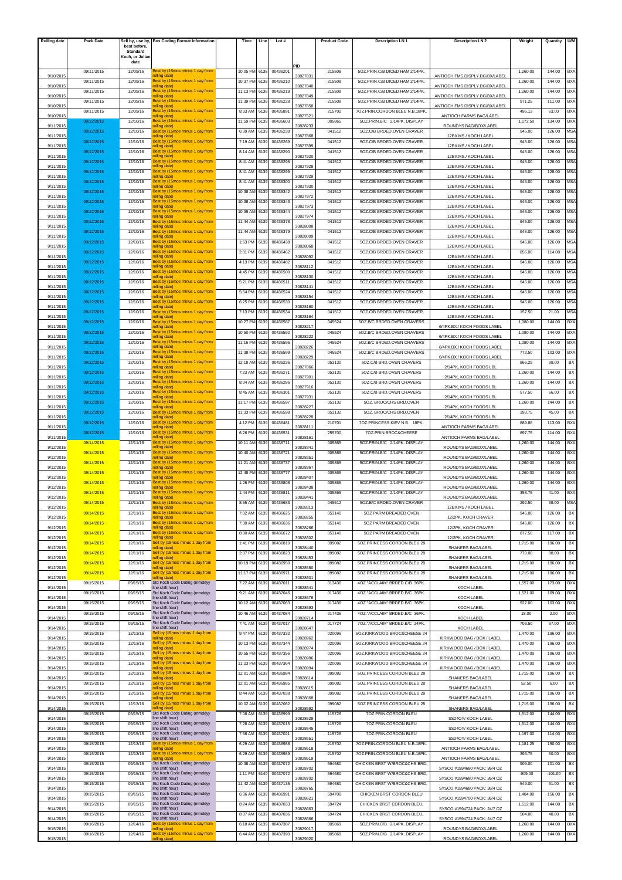| Rolling date | Pack Date | Sell by, use by, best before, Standard Koch, or Julian date | Box Coding Format Information | Time | Line | Lot # | PID | Product Code | Description LN 1 | Description LN 2 | Weight | Quantity | U/M |
|---|---|---|---|---|---|---|---|---|---|---|---|---|---|
| 9/10/2015 | 09/11/2015 | 12/09/16 | Best by (15mos minus 1 day from rolling date) | 10:05 PM | 6138 | 00436201 | 30827831 | 215508 | 5OZ.PRIN.C/B DICED HAM 2/14PK. | ANTIOCH FMS.DISPLY.BG/BX/LABEL | 1,260.00 | 144.00 | BXA |
| 9/10/2015 | 09/11/2015 | 12/09/16 | Best by (15mos minus 1 day from rolling date) | 10:37 PM | 6138 | 00436210 | 30827840 | 215508 | 5OZ.PRIN.C/B DICED HAM 2/14PK. | ANTIOCH FMS.DISPLY.BG/BX/LABEL | 1,260.00 | 144.00 | BXA |
| 9/10/2015 | 09/11/2015 | 12/09/16 | Best by (15mos minus 1 day from rolling date) | 11:13 PM | 6138 | 00436219 | 30827849 | 215508 | 5OZ.PRIN.C/B DICED HAM 2/14PK. | ANTIOCH FMS.DISPLY.BG/BX/LABEL | 1,260.00 | 144.00 | BXA |
| 9/10/2015 | 09/11/2015 | 12/09/16 | Best by (15mos minus 1 day from rolling date) | 11:39 PM | 6138 | 00436228 | 30827858 | 215508 | 5OZ.PRIN.C/B DICED HAM 2/14PK. | ANTIOCH FMS.DISPLY.BG/BX/LABEL | 971.25 | 111.00 | BXA |
| 9/10/2015 | 09/11/2015 | 12/09/16 | Best by (15mos minus 1 day from rolling date) | 8:33 AM | 6138 | 00435891 | 30827521 | 215702 | 7OZ.PRIN.CORDON BLEU N.B.18PK. | ANTIOCH FARMS BAG/LABEL | 496.13 | 63.00 | BXA |
| 9/11/2015 | 09/12/2015 | 12/10/16 | Best by (15mos minus 1 day from rolling date) | 11:59 PM | 6139 | 00436603 | 30828233 | 005865 | 5OZ.PRIN.B/C 2/14PK. DISPLAY | ROUNDYS BAG/BOX/LABEL | 1,172.50 | 134.00 | BXA |
| 9/11/2015 | 09/12/2015 | 12/10/16 | Best by (15mos minus 1 day from rolling date) | 6:39 AM | 6139 | 00436238 | 30827868 | 041512 | 5OZ.C/B BRDED.OVEN CRAVER | 12BX.MS./ KOCH LABEL | 945.00 | 126.00 | MSA |
| 9/11/2015 | 09/12/2015 | 12/10/16 | Best by (15mos minus 1 day from rolling date) | 7:19 AM | 6139 | 00436269 | 30827899 | 041512 | 5OZ.C/B BRDED.OVEN CRAVER | 12BX.MS./ KOCH LABEL | 945.00 | 126.00 | MSA |
| 9/11/2015 | 09/12/2015 | 12/10/16 | Best by (15mos minus 1 day from rolling date) | 8:14 AM | 6139 | 00436290 | 30827920 | 041512 | 5OZ.C/B BRDED.OVEN CRAVER | 12BX.MS./ KOCH LABEL | 945.00 | 126.00 | MSA |
| 9/11/2015 | 09/12/2015 | 12/10/16 | Best by (15mos minus 1 day from rolling date) | 8:41 AM | 6139 | 00436298 | 30827928 | 041512 | 5OZ.C/B BRDED.OVEN CRAVER | 12BX.MS./ KOCH LABEL | 945.00 | 126.00 | MSA |
| 9/11/2015 | 09/12/2015 | 12/10/16 | Best by (15mos minus 1 day from rolling date) | 8:41 AM | 6139 | 00436299 | 30827929 | 041512 | 5OZ.C/B BRDED.OVEN CRAVER | 12BX.MS./ KOCH LABEL | 945.00 | 126.00 | MSA |
| 9/11/2015 | 09/12/2015 | 12/10/16 | Best by (15mos minus 1 day from rolling date) | 8:41 AM | 6139 | 00436300 | 30827930 | 041512 | 5OZ.C/B BRDED.OVEN CRAVER | 12BX.MS./ KOCH LABEL | 945.00 | 126.00 | MSA |
| 9/11/2015 | 09/12/2015 | 12/10/16 | Best by (15mos minus 1 day from rolling date) | 10:38 AM | 6139 | 00436342 | 30827972 | 041512 | 5OZ.C/B BRDED.OVEN CRAVER | 12BX.MS./ KOCH LABEL | 945.00 | 126.00 | MSA |
| 9/11/2015 | 09/12/2015 | 12/10/16 | Best by (15mos minus 1 day from rolling date) | 10:38 AM | 6139 | 00436343 | 30827973 | 041512 | 5OZ.C/B BRDED.OVEN CRAVER | 12BX.MS./ KOCH LABEL | 945.00 | 126.00 | MSA |
| 9/11/2015 | 09/12/2015 | 12/10/16 | Best by (15mos minus 1 day from rolling date) | 10:39 AM | 6139 | 00436344 | 30827974 | 041512 | 5OZ.C/B BRDED.OVEN CRAVER | 12BX.MS./ KOCH LABEL | 945.00 | 126.00 | MSA |
| 9/11/2015 | 09/12/2015 | 12/10/16 | Best by (15mos minus 1 day from rolling date) | 11:44 AM | 6139 | 00436378 | 30828008 | 041512 | 5OZ.C/B BRDED.OVEN CRAVER | 12BX.MS./ KOCH LABEL | 945.00 | 126.00 | MSA |
| 9/11/2015 | 09/12/2015 | 12/10/16 | Best by (15mos minus 1 day from rolling date) | 11:44 AM | 6139 | 00436379 | 30828009 | 041512 | 5OZ.C/B BRDED.OVEN CRAVER | 12BX.MS./ KOCH LABEL | 945.00 | 126.00 | MSA |
| 9/11/2015 | 09/12/2015 | 12/10/16 | Best by (15mos minus 1 day from rolling date) | 1:53 PM | 6139 | 00436438 | 30828068 | 041512 | 5OZ.C/B BRDED.OVEN CRAVER | 12BX.MS./ KOCH LABEL | 945.00 | 126.00 | MSA |
| 9/11/2015 | 09/12/2015 | 12/10/16 | Best by (15mos minus 1 day from rolling date) | 2:31 PM | 6139 | 00436462 | 30828092 | 041512 | 5OZ.C/B BRDED.OVEN CRAVER | 12BX.MS./ KOCH LABEL | 855.00 | 114.00 | MSA |
| 9/11/2015 | 09/12/2015 | 12/10/16 | Best by (15mos minus 1 day from rolling date) | 4:13 PM | 6139 | 00436482 | 30828112 | 041512 | 5OZ.C/B BRDED.OVEN CRAVER | 12BX.MS./ KOCH LABEL | 945.00 | 126.00 | MSA |
| 9/11/2015 | 09/12/2015 | 12/10/16 | Best by (15mos minus 1 day from rolling date) | 4:45 PM | 6139 | 00436500 | 30828130 | 041512 | 5OZ.C/B BRDED.OVEN CRAVER | 12BX.MS./ KOCH LABEL | 945.00 | 126.00 | MSA |
| 9/11/2015 | 09/12/2015 | 12/10/16 | Best by (15mos minus 1 day from rolling date) | 5:21 PM | 6139 | 00436511 | 30828141 | 041512 | 5OZ.C/B BRDED.OVEN CRAVER | 12BX.MS./ KOCH LABEL | 945.00 | 126.00 | MSA |
| 9/11/2015 | 09/12/2015 | 12/10/16 | Best by (15mos minus 1 day from rolling date) | 5:54 PM | 6139 | 00436524 | 30828154 | 041512 | 5OZ.C/B BRDED.OVEN CRAVER | 12BX.MS./ KOCH LABEL | 945.00 | 126.00 | MSA |
| 9/11/2015 | 09/12/2015 | 12/10/16 | Best by (15mos minus 1 day from rolling date) | 6:25 PM | 6139 | 00436530 | 30828160 | 041512 | 5OZ.C/B BRDED.OVEN CRAVER | 12BX.MS./ KOCH LABEL | 945.00 | 126.00 | MSA |
| 9/11/2015 | 09/12/2015 | 12/10/16 | Best by (15mos minus 1 day from rolling date) | 7:13 PM | 6139 | 00436534 | 30828164 | 041512 | 5OZ.C/B BRDED.OVEN CRAVER | 12BX.MS./ KOCH LABEL | 157.50 | 21.00 | MSA |
| 9/11/2015 | 09/12/2015 | 12/10/16 | Best by (15mos minus 1 day from rolling date) | 10:27 PM | 6139 | 00436587 | 30828217 | 045524 | 5OZ.B/C BRDED.OVEN CRAVERS | 6/4PK.BX./ KOCH FOODS LABEL | 1,080.00 | 144.00 | BXA |
| 9/11/2015 | 09/12/2015 | 12/10/16 | Best by (15mos minus 1 day from rolling date) | 10:50 PM | 6139 | 00436592 | 30828222 | 045524 | 5OZ.B/C BRDED.OVEN CRAVERS | 6/4PK.BX./ KOCH FOODS LABEL | 1,080.00 | 144.00 | BXA |
| 9/11/2015 | 09/12/2015 | 12/10/16 | Best by (15mos minus 1 day from rolling date) | 11:16 PM | 6139 | 00436596 | 30828226 | 045524 | 5OZ.B/C BRDED.OVEN CRAVERS | 6/4PK.BX./ KOCH FOODS LABEL | 1,080.00 | 144.00 | BXA |
| 9/11/2015 | 09/12/2015 | 12/10/16 | Best by (15mos minus 1 day from rolling date) | 11:38 PM | 6139 | 00436599 | 30828229 | 045524 | 5OZ.B/C BRDED.OVEN CRAVERS | 6/4PK.BX./ KOCH FOODS LABEL | 772.50 | 103.00 | BXA |
| 9/11/2015 | 09/12/2015 | 12/10/16 | Best by (15mos minus 1 day from rolling date) | 12:18 AM | 6139 | 00436236 | 30827866 | 053130 | 5OZ.C/B BRD.OVEN CRAVERS | 2/14PK, KOCH FOODS LBL | 866.25 | 99.00 | BX |
| 9/11/2015 | 09/12/2015 | 12/10/16 | Best by (15mos minus 1 day from rolling date) | 7:23 AM | 6139 | 00436271 | 30827901 | 053130 | 5OZ.C/B BRD.OVEN CRAVERS | 2/14PK, KOCH FOODS LBL | 1,260.00 | 144.00 | BX |
| 9/11/2015 | 09/12/2015 | 12/10/16 | Best by (15mos minus 1 day from rolling date) | 8:04 AM | 6139 | 00436286 | 30827916 | 053130 | 5OZ.C/B BRD.OVEN CRAVERS | 2/14PK, KOCH FOODS LBL | 1,260.00 | 144.00 | BX |
| 9/11/2015 | 09/12/2015 | 12/10/16 | Best by (15mos minus 1 day from rolling date) | 8:45 AM | 6139 | 00436301 | 30827931 | 053130 | 5OZ.C/B BRD.OVEN CRAVERS | 2/14PK, KOCH FOODS LBL | 577.50 | 66.00 | BX |
| 9/11/2015 | 09/12/2015 | 12/10/16 | Best by (15mos minus 1 day from rolling date) | 11:17 PM | 6139 | 00436597 | 30828227 | 053132 | 5OZ. BROC/CHS BRD.OVEN | 2/14PK, KOCH FOODS LBL | 1,260.00 | 144.00 | BX |
| 9/11/2015 | 09/12/2015 | 12/10/16 | Best by (15mos minus 1 day from rolling date) | 11:33 PM | 6139 | 00436598 | 30828228 | 053132 | 5OZ. BROC/CHS BRD.OVEN | 2/14PK, KOCH FOODS LBL | 393.75 | 45.00 | BX |
| 9/11/2015 | 09/12/2015 | 12/10/16 | Best by (15mos minus 1 day from rolling date) | 4:12 PM | 6139 | 00436481 | 30828111 | 210701 | 7OZ.PRINCESS KIEV N.B. 18PK. | ANTIOCH FARMS BAG/LABEL | 889.88 | 113.00 | BXA |
| 9/11/2015 | 09/12/2015 | 12/10/16 | Best by (15mos minus 1 day from rolling date) | 6:26 PM | 6139 | 00436531 | 30828161 | 255700 | 7OZ.PRIN.BROC&CHEESE | ANTIOCH FARMS BAG/LABEL | 897.75 | 114.00 | BXA |
| 9/12/2015 | 09/14/2015 | 12/11/16 | Best by (15mos minus 1 day from rolling date) | 10:11 AM | 6139 | 00436711 | 30828341 | 005865 | 5OZ.PRIN.B/C 2/14PK. DISPLAY | ROUNDYS BAG/BOX/LABEL | 1,260.00 | 144.00 | BXA |
| 9/12/2015 | 09/14/2015 | 12/11/16 | Best by (15mos minus 1 day from rolling date) | 10:40 AM | 6139 | 00436721 | 30828351 | 005865 | 5OZ.PRIN.B/C 2/14PK. DISPLAY | ROUNDYS BAG/BOX/LABEL | 1,260.00 | 144.00 | BXA |
| 9/12/2015 | 09/14/2015 | 12/11/16 | Best by (15mos minus 1 day from rolling date) | 11:21 AM | 6139 | 00436737 | 30828367 | 005865 | 5OZ.PRIN.B/C 2/14PK. DISPLAY | ROUNDYS BAG/BOX/LABEL | 1,260.00 | 144.00 | BXA |
| 9/12/2015 | 09/14/2015 | 12/11/16 | Best by (15mos minus 1 day from rolling date) | 12:48 PM | 6139 | 00436777 | 30828407 | 005865 | 5OZ.PRIN.B/C 2/14PK. DISPLAY | ROUNDYS BAG/BOX/LABEL | 1,260.00 | 144.00 | BXA |
| 9/12/2015 | 09/14/2015 | 12/11/16 | Best by (15mos minus 1 day from rolling date) | 1:26 PM | 6139 | 00436808 | 30828438 | 005865 | 5OZ.PRIN.B/C 2/14PK. DISPLAY | ROUNDYS BAG/BOX/LABEL | 1,260.00 | 144.00 | BXA |
| 9/12/2015 | 09/14/2015 | 12/11/16 | Best by (15mos minus 1 day from rolling date) | 1:44 PM | 6139 | 00436811 | 30828441 | 005865 | 5OZ.PRIN.B/C 2/14PK. DISPLAY | ROUNDYS BAG/BOX/LABEL | 358.75 | 41.00 | BXA |
| 9/12/2015 | 09/14/2015 | 12/11/16 | Best by (15mos minus 1 day from rolling date) | 8:55 AM | 6139 | 00436683 | 30828313 | 045512 | 5OZ.B/C BRDED.OVEN CRAVER | 12BX.MS./ KOCH LABEL | 292.50 | 39.00 | MSA |
| 9/12/2015 | 09/14/2015 | 12/11/16 | Best by (15mos minus 1 day from rolling date) | 7:02 AM | 6139 | 00436625 | 30828255 | 053140 | 5OZ PARM BREADED OVEN | 12/2PK. KOCH CRAVER | 945.00 | 126.00 | BX |
| 9/12/2015 | 09/14/2015 | 12/11/16 | Best by (15mos minus 1 day from rolling date) | 7:30 AM | 6139 | 00436636 | 30828266 | 053140 | 5OZ PARM BREADED OVEN | 12/2PK. KOCH CRAVER | 945.00 | 126.00 | BX |
| 9/12/2015 | 09/14/2015 | 12/11/16 | Best by (15mos minus 1 day from rolling date) | 8:30 AM | 6139 | 00436672 | 30828302 | 053140 | 5OZ PARM BREADED OVEN | 12/2PK. KOCH CRAVER | 877.50 | 117.00 | BX |
| 9/12/2015 | 09/14/2015 | 12/11/16 | Sell by (15mos minus 1 day from rolling date) | 1:41 PM | 6139 | 00436810 | 30828440 | 099082 | 5OZ.PRINCESS CORDON BLEU 28 | SHANERS BAG/LABEL | 1,715.00 | 196.00 | BX |
| 9/12/2015 | 09/14/2015 | 12/11/16 | Sell by (15mos minus 1 day from rolling date) | 2:07 PM | 6139 | 00436823 | 30828453 | 099082 | 5OZ.PRINCESS CORDON BLEU 28 | SHANERS BAG/LABEL | 770.00 | 88.00 | BX |
| 9/12/2015 | 09/14/2015 | 12/11/16 | Sell by (15mos minus 1 day from rolling date) | 10:19 PM | 6139 | 00436950 | 30828580 | 099082 | 5OZ.PRINCESS CORDON BLEU 28 | SHANERS BAG/LABEL | 1,715.00 | 196.00 | BX |
| 9/12/2015 | 09/14/2015 | 12/11/16 | Sell by (15mos minus 1 day from rolling date) | 11:17 PM | 6139 | 00436971 | 30828601 | 099082 | 5OZ.PRINCESS CORDON BLEU 28 | SHANERS BAG/LABEL | 1,715.00 | 196.00 | BX |
| 9/14/2015 | 09/15/2015 | 09/15/15 | Std Koch Code Dating (mmddyy line shift hour) | 7:22 AM | 6139 | 00437011 | 30828641 | 013436 | 4OZ."ACCLAIM" BRDED.C/B 36PK. | KOCH LABEL | 1,557.00 | 173.00 | BXA |
| 9/14/2015 | 09/15/2015 | 09/15/15 | Std Koch Code Dating (mmddyy line shift hour) | 9:21 AM | 6139 | 00437046 | 30828676 | 017436 | 4OZ."ACCLAIM" BRDED.B/C 36PK. | KOCH LABEL | 1,521.00 | 169.00 | BXA |
| 9/14/2015 | 09/15/2015 | 09/15/15 | Std Koch Code Dating (mmddyy line shift hour) | 10:12 AM | 6139 | 00437063 | 30828693 | 017436 | 4OZ."ACCLAIM" BRDED.B/C 36PK. | KOCH LABEL | 927.00 | 103.00 | BXA |
| 9/14/2015 | 09/15/2015 | 09/15/15 | Std Koch Code Dating (mmddyy line shift hour) | 10:46 AM | 6139 | 00437084 | 30828714 | 017436 | 4OZ."ACCLAIM" BRDED.B/C 36PK. | KOCH LABEL | 18.00 | 2.00 | BXA |
| 9/14/2015 | 09/15/2015 | 09/15/15 | Std Koch Code Dating (mmddyy line shift hour) | 7:41 AM | 6139 | 00437017 | 30828647 | 017724 | 7OZ."ACCLAIM" BRDED.B/C 24PK. | KOCH LABEL | 703.50 | 67.00 | BXA |
| 9/14/2015 | 09/15/2015 | 12/13/16 | Sell by (15mos minus 1 day from rolling date) | 9:47 PM | 6139 | 00437332 | 30828962 | 020096 | 5OZ.KIRKWOOD BROC&CHEESE 24 | KIRKWOOD BAG / BOX / LABEL | 1,470.00 | 196.00 | BXA |
| 9/14/2015 | 09/15/2015 | 12/13/16 | Sell by (15mos minus 1 day from rolling date) | 10:13 PM | 6139 | 00437344 | 30828974 | 020096 | 5OZ.KIRKWOOD BROC&CHEESE 24 | KIRKWOOD BAG / BOX / LABEL | 1,470.00 | 196.00 | BXA |
| 9/14/2015 | 09/15/2015 | 12/13/16 | Sell by (15mos minus 1 day from rolling date) | 10:55 PM | 6139 | 00437356 | 30828986 | 020096 | 5OZ.KIRKWOOD BROC&CHEESE 24 | KIRKWOOD BAG / BOX / LABEL | 1,470.00 | 196.00 | BXA |
| 9/14/2015 | 09/15/2015 | 12/13/16 | Sell by (15mos minus 1 day from rolling date) | 11:23 PM | 6139 | 00437364 | 30828994 | 020096 | 5OZ.KIRKWOOD BROC&CHEESE 24 | KIRKWOOD BAG / BOX / LABEL | 1,470.00 | 196.00 | BXA |
| 9/14/2015 | 09/15/2015 | 12/13/16 | Sell by (15mos minus 1 day from rolling date) | 12:01 AM | 6139 | 00436984 | 30828614 | 099082 | 5OZ.PRINCESS CORDON BLEU 28 | SHANERS BAG/LABEL | 1,715.00 | 196.00 | BX |
| 9/14/2015 | 09/15/2015 | 12/13/16 | Sell by (15mos minus 1 day from rolling date) | 12:01 AM | 6139 | 00436985 | 30828615 | 099082 | 5OZ.PRINCESS CORDON BLEU 28 | SHANERS BAG/LABEL | 52.50 | 6.00 | BX |
| 9/14/2015 | 09/15/2015 | 12/13/16 | Sell by (15mos minus 1 day from rolling date) | 8:44 AM | 6139 | 00437038 | 30828668 | 099082 | 5OZ.PRINCESS CORDON BLEU 28 | SHANERS BAG/LABEL | 1,715.00 | 196.00 | BX |
| 9/14/2015 | 09/15/2015 | 12/13/16 | Sell by (15mos minus 1 day from rolling date) | 10:02 AM | 6139 | 00437062 | 30828692 | 099082 | 5OZ.PRINCESS CORDON BLEU 28 | SHANERS BAG/LABEL | 1,715.00 | 196.00 | BX |
| 9/14/2015 | 09/15/2015 | 09/15/15 | Std Koch Code Dating (mmddyy line shift hour) | 7:08 AM | 6139 | 00436999 | 30828629 | 115726 | 7OZ.PRIN.CORDON BLEU | SS24OY/ KOCH LABEL | 1,512.00 | 144.00 | BXA |
| 9/14/2015 | 09/15/2015 | 09/15/15 | Std Koch Code Dating (mmddyy line shift hour) | 7:28 AM | 6139 | 00437015 | 30828645 | 115726 | 7OZ.PRIN.CORDON BLEU | SS24OY/ KOCH LABEL | 1,512.00 | 144.00 | BXA |
| 9/14/2015 | 09/15/2015 | 09/15/15 | Std Koch Code Dating (mmddyy line shift hour) | 7:58 AM | 6139 | 00437021 | 30828651 | 115726 | 7OZ.PRIN.CORDON BLEU | SS24OY/ KOCH LABEL | 1,197.00 | 114.00 | BXA |
| 9/14/2015 | 09/15/2015 | 12/13/16 | Best by (15mos minus 1 day from rolling date) | 6:29 AM | 6139 | 00436988 | 30828618 | 215702 | 7OZ.PRIN.CORDON BLEU N.B.18PK. | ANTIOCH FARMS BAG/LABEL | 1,181.25 | 150.00 | BXA |
| 9/14/2015 | 09/15/2015 | 12/13/16 | Best by (15mos minus 1 day from rolling date) | 6:29 AM | 6139 | 00436989 | 30828619 | 215702 | 7OZ.PRIN.CORDON BLEU N.B.18PK. | ANTIOCH FARMS BAG/LABEL | 393.75 | 50.00 | BXA |
| 9/14/2015 | 09/15/2015 | 09/15/15 | Std Koch Code Dating (mmddyy line shift hour) | 10:38 AM | 6139 | 00437072 | 30828702 | 594680 | CHICKEN BRST W/BROC&CHS BRD, | SYSCO #1594680 PACK: 36/4 OZ | 909.00 | 101.00 | BX |
| 9/14/2015 | 09/15/2015 | 09/15/15 | Std Koch Code Dating (mmddyy line shift hour) | 1:11 PM | 6140 | 00437072 | 30828702 | 594680 | CHICKEN BRST W/BROC&CHS BRD, | SYSCO #1594680 PACK: 36/4 OZ | -909.00 | -101.00 | BX |
| 9/14/2015 | 09/15/2015 | 09/15/15 | Std Koch Code Dating (mmddyy line shift hour) | 11:42 AM | 6139 | 00437135 | 30828765 | 594680 | CHICKEN BRST W/BROC&CHS BRD, | SYSCO #1594680 PACK: 36/4 OZ | 549.00 | 61.00 | BX |
| 9/14/2015 | 09/15/2015 | 09/15/15 | Std Koch Code Dating (mmddyy line shift hour) | 6:36 AM | 6139 | 00436991 | 30828621 | 594700 | CHICKEN BRST CORDON BLEU | SYSCO #1594700 PACK: 36/4 OZ | 1,404.00 | 156.00 | BX |
| 9/14/2015 | 09/15/2015 | 09/15/15 | Std Koch Code Dating (mmddyy line shift hour) | 8:24 AM | 6139 | 00437033 | 30828663 | 594724 | CHICKEN BRST CORDON BLEU, | SYSCO #1594724 PACK: 24/7 OZ | 1,512.00 | 144.00 | BX |
| 9/14/2015 | 09/15/2015 | 09/15/15 | Std Koch Code Dating (mmddyy line shift hour) | 8:37 AM | 6139 | 00437036 | 30828666 | 594724 | CHICKEN BRST CORDON BLEU, | SYSCO #1594724 PACK: 24/7 OZ | 504.00 | 48.00 | BX |
| 9/15/2015 | 09/16/2015 | 12/14/16 | Best by (15mos minus 1 day from rolling date) | 6:18 AM | 6139 | 00437387 | 30829017 | 005869 | 5OZ.PRIN.C/B 2/14PK. DISPLAY | ROUNDYS BAG/BOX/LABEL | 1,260.00 | 144.00 | BXA |
| 9/15/2015 | 09/16/2015 | 12/14/16 | Best by (15mos minus 1 day from rolling date) | 6:44 AM | 6139 | 00437390 | 30829020 | 005869 | 5OZ.PRIN.C/B 2/14PK. DISPLAY | ROUNDYS BAG/BOX/LABEL | 1,260.00 | 144.00 | BXA |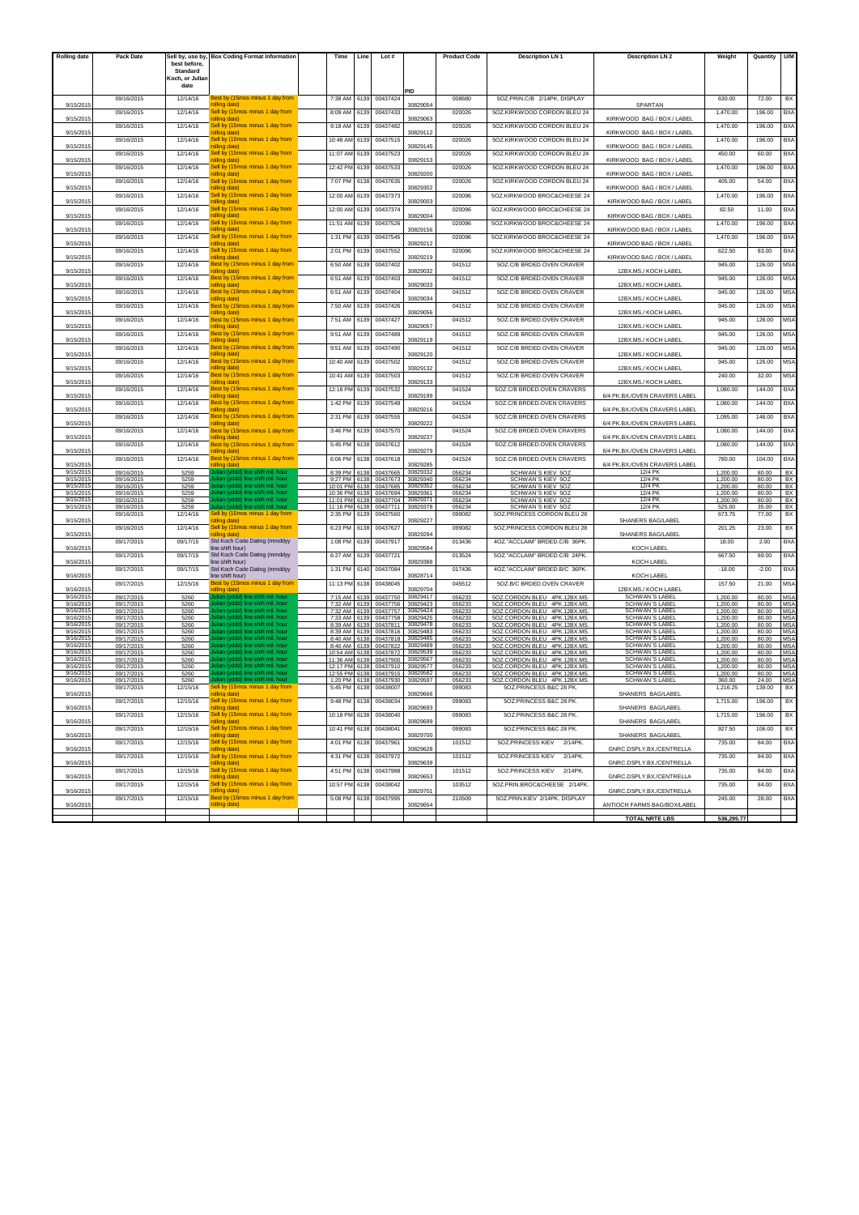| Rolling date | Pack Date | Sell by, use by, best before, Standard Koch, or Julian date | Box Coding Format Information | Time | Line | Lot # | PID | Product Code | Description LN 1 | Description LN 2 | Weight | Quantity | U/M |
|---|---|---|---|---|---|---|---|---|---|---|---|---|---|
| 9/15/2015 | 09/16/2015 | 12/14/16 | Best by (15mos minus 1 day from rolling date) | 7:38 AM | 6139 | 00437424 | 30829054 | 008680 | 5OZ.PRIN.C/B 2/14PK. DISPLAY | SPARTAN | 630.00 | 72.00 | BX |
| 9/15/2015 | 09/16/2015 | 12/14/16 | Sell by (15mos minus 1 day from rolling date) | 8:09 AM | 6139 | 00437433 | 30829063 | 020026 | 5OZ.KIRKWOOD CORDON BLEU 24 | KIRKWOOD BAG / BOX / LABEL | 1,470.00 | 196.00 | BXA |
| 9/15/2015 | 09/16/2015 | 12/14/16 | Sell by (15mos minus 1 day from rolling date) | 9:18 AM | 6139 | 00437482 | 30829112 | 020026 | 5OZ.KIRKWOOD CORDON BLEU 24 | KIRKWOOD BAG / BOX / LABEL | 1,470.00 | 196.00 | BXA |
| 9/15/2015 | 09/16/2015 | 12/14/16 | Sell by (15mos minus 1 day from rolling date) | 10:48 AM | 6139 | 00437515 | 30829145 | 020026 | 5OZ.KIRKWOOD CORDON BLEU 24 | KIRKWOOD BAG / BOX / LABEL | 1,470.00 | 196.00 | BXA |
| 9/15/2015 | 09/16/2015 | 12/14/16 | Sell by (15mos minus 1 day from rolling date) | 11:07 AM | 6139 | 00437523 | 30829153 | 020026 | 5OZ.KIRKWOOD CORDON BLEU 24 | KIRKWOOD BAG / BOX / LABEL | 450.00 | 60.00 | BXA |
| 9/15/2015 | 09/16/2015 | 12/14/16 | Sell by (15mos minus 1 day from rolling date) | 12:42 PM | 6139 | 00437533 | 30829200 | 020026 | 5OZ.KIRKWOOD CORDON BLEU 24 | KIRKWOOD BAG / BOX / LABEL | 1,470.00 | 196.00 | BXA |
| 9/15/2015 | 09/16/2015 | 12/14/16 | Sell by (15mos minus 1 day from rolling date) | 7:07 PM | 6138 | 00437635 | 30829302 | 020026 | 5OZ.KIRKWOOD CORDON BLEU 24 | KIRKWOOD BAG / BOX / LABEL | 405.00 | 54.00 | BXA |
| 9/15/2015 | 09/16/2015 | 12/14/16 | Sell by (15mos minus 1 day from rolling date) | 12:00 AM | 6139 | 00437373 | 30829003 | 020096 | 5OZ.KIRKWOOD BROC&CHEESE 24 | KIRKWOOD BAG / BOX / LABEL | 1,470.00 | 196.00 | BXA |
| 9/15/2015 | 09/16/2015 | 12/14/16 | Sell by (15mos minus 1 day from rolling date) | 12:00 AM | 6139 | 00437374 | 30829004 | 020096 | 5OZ.KIRKWOOD BROC&CHEESE 24 | KIRKWOOD BAG / BOX / LABEL | 82.50 | 11.00 | BXA |
| 9/15/2015 | 09/16/2015 | 12/14/16 | Sell by (15mos minus 1 day from rolling date) | 11:51 AM | 6139 | 00437526 | 30829156 | 020096 | 5OZ.KIRKWOOD BROC&CHEESE 24 | KIRKWOOD BAG / BOX / LABEL | 1,470.00 | 196.00 | BXA |
| 9/15/2015 | 09/16/2015 | 12/14/16 | Sell by (15mos minus 1 day from rolling date) | 1:31 PM | 6139 | 00437545 | 30829212 | 020096 | 5OZ.KIRKWOOD BROC&CHEESE 24 | KIRKWOOD BAG / BOX / LABEL | 1,470.00 | 196.00 | BXA |
| 9/15/2015 | 09/16/2015 | 12/14/16 | Sell by (15mos minus 1 day from rolling date) | 2:01 PM | 6139 | 00437552 | 30829219 | 020096 | 5OZ.KIRKWOOD BROC&CHEESE 24 | KIRKWOOD BAG / BOX / LABEL | 622.50 | 83.00 | BXA |
| 9/15/2015 | 09/16/2015 | 12/14/16 | Best by (15mos minus 1 day from rolling date) | 6:50 AM | 6139 | 00437402 | 30829032 | 041512 | 5OZ.C/B BRDED.OVEN CRAVER | 12BX.MS./ KOCH LABEL | 945.00 | 126.00 | MSA |
| 9/15/2015 | 09/16/2015 | 12/14/16 | Best by (15mos minus 1 day from rolling date) | 6:51 AM | 6139 | 00437403 | 30829033 | 041512 | 5OZ.C/B BRDED.OVEN CRAVER | 12BX.MS./ KOCH LABEL | 945.00 | 126.00 | MSA |
| 9/15/2015 | 09/16/2015 | 12/14/16 | Best by (15mos minus 1 day from rolling date) | 6:51 AM | 6139 | 00437404 | 30829034 | 041512 | 5OZ.C/B BRDED.OVEN CRAVER | 12BX.MS./ KOCH LABEL | 945.00 | 126.00 | MSA |
| 9/15/2015 | 09/16/2015 | 12/14/16 | Best by (15mos minus 1 day from rolling date) | 7:50 AM | 6139 | 00437426 | 30829056 | 041512 | 5OZ.C/B BRDED.OVEN CRAVER | 12BX.MS./ KOCH LABEL | 945.00 | 126.00 | MSA |
| 9/15/2015 | 09/16/2015 | 12/14/16 | Best by (15mos minus 1 day from rolling date) | 7:51 AM | 6139 | 00437427 | 30829057 | 041512 | 5OZ.C/B BRDED.OVEN CRAVER | 12BX.MS./ KOCH LABEL | 945.00 | 126.00 | MSA |
| 9/15/2015 | 09/16/2015 | 12/14/16 | Best by (15mos minus 1 day from rolling date) | 9:51 AM | 6139 | 00437489 | 30829119 | 041512 | 5OZ.C/B BRDED.OVEN CRAVER | 12BX.MS./ KOCH LABEL | 945.00 | 126.00 | MSA |
| 9/15/2015 | 09/16/2015 | 12/14/16 | Best by (15mos minus 1 day from rolling date) | 9:51 AM | 6139 | 00437490 | 30829120 | 041512 | 5OZ.C/B BRDED.OVEN CRAVER | 12BX.MS./ KOCH LABEL | 945.00 | 126.00 | MSA |
| 9/15/2015 | 09/16/2015 | 12/14/16 | Best by (15mos minus 1 day from rolling date) | 10:40 AM | 6139 | 00437502 | 30829132 | 041512 | 5OZ.C/B BRDED.OVEN CRAVER | 12BX.MS./ KOCH LABEL | 945.00 | 126.00 | MSA |
| 9/15/2015 | 09/16/2015 | 12/14/16 | Best by (15mos minus 1 day from rolling date) | 10:41 AM | 6139 | 00437503 | 30829133 | 041512 | 5OZ.C/B BRDED.OVEN CRAVER | 12BX.MS./ KOCH LABEL | 240.00 | 32.00 | MSA |
| 9/15/2015 | 09/16/2015 | 12/14/16 | Best by (15mos minus 1 day from rolling date) | 12:18 PM | 6139 | 00437532 | 30829199 | 041524 | 5OZ.C/B BRDED.OVEN CRAVERS | 6/4 PK.BX./OVEN CRAVERS LABEL | 1,080.00 | 144.00 | BXA |
| 9/15/2015 | 09/16/2015 | 12/14/16 | Best by (15mos minus 1 day from rolling date) | 1:42 PM | 6139 | 00437549 | 30829216 | 041524 | 5OZ.C/B BRDED.OVEN CRAVERS | 6/4 PK.BX./OVEN CRAVERS LABEL | 1,080.00 | 144.00 | BXA |
| 9/15/2015 | 09/16/2015 | 12/14/16 | Best by (15mos minus 1 day from rolling date) | 2:31 PM | 6139 | 00437555 | 30829222 | 041524 | 5OZ.C/B BRDED.OVEN CRAVERS | 6/4 PK.BX./OVEN CRAVERS LABEL | 1,095.00 | 146.00 | BXA |
| 9/15/2015 | 09/16/2015 | 12/14/16 | Best by (15mos minus 1 day from rolling date) | 3:46 PM | 6139 | 00437570 | 30829237 | 041524 | 5OZ.C/B BRDED.OVEN CRAVERS | 6/4 PK.BX./OVEN CRAVERS LABEL | 1,080.00 | 144.00 | BXA |
| 9/15/2015 | 09/16/2015 | 12/14/16 | Best by (15mos minus 1 day from rolling date) | 5:45 PM | 6138 | 00437612 | 30829279 | 041524 | 5OZ.C/B BRDED.OVEN CRAVERS | 6/4 PK.BX./OVEN CRAVERS LABEL | 1,080.00 | 144.00 | BXA |
| 9/15/2015 | 09/16/2015 | 12/14/16 | Best by (15mos minus 1 day from rolling date) | 6:06 PM | 6138 | 00437618 | 30829285 | 041524 | 5OZ.C/B BRDED.OVEN CRAVERS | 6/4 PK.BX./OVEN CRAVERS LABEL | 780.00 | 104.00 | BXA |
| 9/15/2015 | 09/16/2015 | 5259 | Julian (yddd) line shift mil. hour | 8:39 PM | 6138 | 00437665 | 30829332 | 056234 | SCHWAN`S KIEV 5OZ | 12/4 PK | 1,200.00 | 80.00 | BX |
| 9/15/2015 | 09/16/2015 | 5259 | Julian (yddd) line shift mil. hour | 9:27 PM | 6138 | 00437673 | 30829340 | 056234 | SCHWAN`S KIEV 5OZ | 12/4 PK | 1,200.00 | 80.00 | BX |
| 9/15/2015 | 09/16/2015 | 5259 | Julian (yddd) line shift mil. hour | 10:01 PM | 6138 | 00437685 | 30829352 | 056234 | SCHWAN`S KIEV 5OZ | 12/4 PK | 1,200.00 | 80.00 | BX |
| 9/15/2015 | 09/16/2015 | 5259 | Julian (yddd) line shift mil. hour | 10:36 PM | 6138 | 00437694 | 30829361 | 056234 | SCHWAN`S KIEV 5OZ | 12/4 PK | 1,200.00 | 80.00 | BX |
| 9/15/2015 | 09/16/2015 | 5259 | Julian (yddd) line shift mil. hour | 11:01 PM | 6138 | 00437704 | 30829371 | 056234 | SCHWAN`S KIEV 5OZ | 12/4 PK | 1,200.00 | 80.00 | BX |
| 9/15/2015 | 09/16/2015 | 5259 | Julian (yddd) line shift mil. hour | 11:16 PM | 6138 | 00437711 | 30829378 | 056234 | SCHWAN`S KIEV 5OZ | 12/4 PK | 525.00 | 35.00 | BX |
| 9/15/2015 | 09/16/2015 | 12/14/16 | Sell by (15mos minus 1 day from rolling date) | 2:35 PM | 6139 | 00437560 | 30829227 | 099082 | 5OZ.PRINCESS CORDON BLEU 28 | SHANERS BAG/LABEL | 673.75 | 77.00 | BX |
| 9/15/2015 | 09/16/2015 | 12/14/16 | Sell by (15mos minus 1 day from rolling date) | 6:23 PM | 6138 | 00437627 | 30829294 | 099082 | 5OZ.PRINCESS CORDON BLEU 28 | SHANERS BAG/LABEL | 201.25 | 23.00 | BX |
| 9/16/2015 | 09/17/2015 | 09/17/15 | Std Koch Code Dating (mmddyy line shift hour) | 1:08 PM | 6139 | 00437917 | 30829584 | 013436 | 4OZ."ACCLAIM" BRDED.C/B 36PK. | KOCH LABEL | 18.00 | 2.00 | BXA |
| 9/16/2015 | 09/17/2015 | 09/17/15 | Std Koch Code Dating (mmddyy line shift hour) | 6:27 AM | 6139 | 00437721 | 30829388 | 013524 | 5OZ."ACCLAIM" BRDED.C/B 24PK. | KOCH LABEL | 667.50 | 89.00 | BXA |
| 9/16/2015 | 09/17/2015 | 09/17/15 | Std Koch Code Dating (mmddyy line shift hour) | 1:31 PM | 6140 | 00437084 | 30828714 | 017436 | 4OZ."ACCLAIM" BRDED.B/C 36PK. | KOCH LABEL | -18.00 | -2.00 | BXA |
| 9/16/2015 | 09/17/2015 | 12/15/16 | Best by (15mos minus 1 day from rolling date) | 11:13 PM | 6138 | 00438045 | 30829704 | 045512 | 5OZ.B/C BRDED.OVEN CRAVER | 12BX.MS./ KOCH LABEL | 157.50 | 21.00 | MSA |
| 9/16/2015 | 09/17/2015 | 5260 | Julian (yddd) line shift mil. hour | 7:15 AM | 6139 | 00437750 | 30829417 | 056233 | 5OZ.CORDON BLEU 4PK.12BX.MS. | SCHWAN`S LABEL | 1,200.00 | 80.00 | MSA |
| 9/16/2015 | 09/17/2015 | 5260 | Julian (yddd) line shift mil. hour | 7:32 AM | 6139 | 00437756 | 30829423 | 056233 | 5OZ.CORDON BLEU 4PK.12BX.MS. | SCHWAN`S LABEL | 1,200.00 | 80.00 | MSA |
| 9/16/2015 | 09/17/2015 | 5260 | Julian (yddd) line shift mil. hour | 7:32 AM | 6139 | 00437757 | 30829424 | 056233 | 5OZ.CORDON BLEU 4PK.12BX.MS. | SCHWAN`S LABEL | 1,200.00 | 80.00 | MSA |
| 9/16/2015 | 09/17/2015 | 5260 | Julian (yddd) line shift mil. hour | 7:33 AM | 6139 | 00437758 | 30829425 | 056233 | 5OZ.CORDON BLEU 4PK.12BX.MS. | SCHWAN`S LABEL | 1,200.00 | 80.00 | MSA |
| 9/16/2015 | 09/17/2015 | 5260 | Julian (yddd) line shift mil. hour | 8:39 AM | 6139 | 00437811 | 30829478 | 056233 | 5OZ.CORDON BLEU 4PK.12BX.MS. | SCHWAN`S LABEL | 1,200.00 | 80.00 | MSA |
| 9/16/2015 | 09/17/2015 | 5260 | Julian (yddd) line shift mil. hour | 8:39 AM | 6139 | 00437816 | 30829483 | 056233 | 5OZ.CORDON BLEU 4PK.12BX.MS. | SCHWAN`S LABEL | 1,200.00 | 80.00 | MSA |
| 9/16/2015 | 09/17/2015 | 5260 | Julian (yddd) line shift mil. hour | 8:40 AM | 6139 | 00437818 | 30829485 | 056233 | 5OZ.CORDON BLEU 4PK.12BX.MS. | SCHWAN`S LABEL | 1,200.00 | 80.00 | MSA |
| 9/16/2015 | 09/17/2015 | 5260 | Julian (yddd) line shift mil. hour | 8:40 AM | 6139 | 00437822 | 30829489 | 056233 | 5OZ.CORDON BLEU 4PK.12BX.MS. | SCHWAN`S LABEL | 1,200.00 | 80.00 | MSA |
| 9/16/2015 | 09/17/2015 | 5260 | Julian (yddd) line shift mil. hour | 10:54 AM | 6139 | 00437872 | 30829539 | 056233 | 5OZ.CORDON BLEU 4PK.12BX.MS. | SCHWAN`S LABEL | 1,200.00 | 80.00 | MSA |
| 9/16/2015 | 09/17/2015 | 5260 | Julian (yddd) line shift mil. hour | 11:36 AM | 6139 | 00437900 | 30829567 | 056233 | 5OZ.CORDON BLEU 4PK.12BX.MS. | SCHWAN`S LABEL | 1,200.00 | 80.00 | MSA |
| 9/16/2015 | 09/17/2015 | 5260 | Julian (yddd) line shift mil. hour | 12:17 PM | 6139 | 00437910 | 30829577 | 056233 | 5OZ.CORDON BLEU 4PK.12BX.MS. | SCHWAN`S LABEL | 1,200.00 | 80.00 | MSA |
| 9/16/2015 | 09/17/2015 | 5260 | Julian (yddd) line shift mil. hour | 12:55 PM | 6139 | 00437915 | 30829582 | 056233 | 5OZ.CORDON BLEU 4PK.12BX.MS. | SCHWAN`S LABEL | 1,200.00 | 80.00 | MSA |
| 9/16/2015 | 09/17/2015 | 5260 | Julian (yddd) line shift mil. hour | 1:20 PM | 6139 | 00437930 | 30829597 | 056233 | 5OZ.CORDON BLEU 4PK.12BX.MS. | SCHWAN`S LABEL | 360.00 | 24.00 | MSA |
| 9/16/2015 | 09/17/2015 | 12/15/16 | Sell by (15mos minus 1 day from rolling date) | 5:45 PM | 6138 | 00438007 | 30829666 | 099083 | 5OZ.PRINCESS B&C 28 PK. | SHANERS BAG/LABEL | 1,216.25 | 139.00 | BX |
| 9/16/2015 | 09/17/2015 | 12/15/16 | Sell by (15mos minus 1 day from rolling date) | 9:48 PM | 6138 | 00438034 | 30829693 | 099083 | 5OZ.PRINCESS B&C 28 PK. | SHANERS BAG/LABEL | 1,715.00 | 196.00 | BX |
| 9/16/2015 | 09/17/2015 | 12/15/16 | Sell by (15mos minus 1 day from rolling date) | 10:18 PM | 6138 | 00438040 | 30829699 | 099083 | 5OZ.PRINCESS B&C 28 PK. | SHANERS BAG/LABEL | 1,715.00 | 196.00 | BX |
| 9/16/2015 | 09/17/2015 | 12/15/16 | Sell by (15mos minus 1 day from rolling date) | 10:41 PM | 6138 | 00438041 | 30829700 | 099083 | 5OZ.PRINCESS B&C 28 PK. | SHANERS BAG/LABEL | 927.50 | 106.00 | BX |
| 9/16/2015 | 09/17/2015 | 12/15/16 | Sell by (15mos minus 1 day from rolling date) | 4:01 PM | 6138 | 00437961 | 30829628 | 101512 | 5OZ.PRINCESS KIEV 2/14PK. | GNRC.DSPLY.BX./CENTRELLA | 735.00 | 84.00 | BXA |
| 9/16/2015 | 09/17/2015 | 12/15/16 | Sell by (15mos minus 1 day from rolling date) | 4:31 PM | 6138 | 00437972 | 30829639 | 101512 | 5OZ.PRINCESS KIEV 2/14PK. | GNRC.DSPLY.BX./CENTRELLA | 735.00 | 84.00 | BXA |
| 9/16/2015 | 09/17/2015 | 12/15/16 | Sell by (15mos minus 1 day from rolling date) | 4:51 PM | 6138 | 00437988 | 30829653 | 101512 | 5OZ.PRINCESS KIEV 2/14PK. | GNRC.DSPLY.BX./CENTRELLA | 735.00 | 84.00 | BXA |
| 9/16/2015 | 09/17/2015 | 12/15/16 | Sell by (15mos minus 1 day from rolling date) | 10:57 PM | 6138 | 00438042 | 30829701 | 103512 | 5OZ.PRIN.BROC&CHEESE 2/14PK. | GNRC.DSPLY.BX./CENTRELLA | 735.00 | 84.00 | BXA |
| 9/16/2015 | 09/17/2015 | 12/15/16 | Best by (15mos minus 1 day from rolling date) | 5:08 PM | 6138 | 00437995 | 30829654 | 210509 | 5OZ.PRIN.KIEV 2/14PK. DISPLAY | ANTIOCH FARMS BAG/BOX/LABEL | 245.00 | 28.00 | BXA |
| | | | | | | | | | | TOTAL NRTE LBS | 536,295.77 | | |